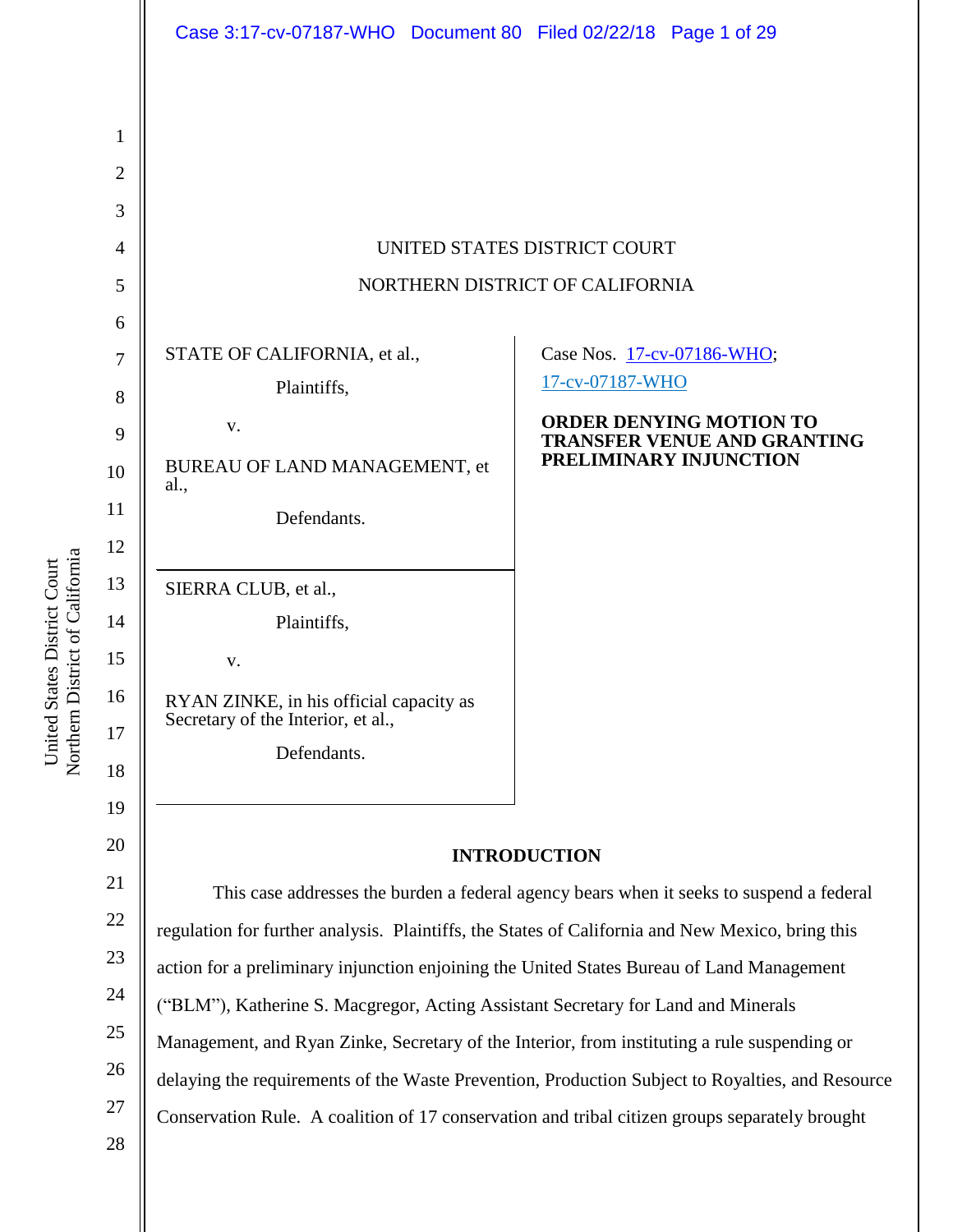UNITED STATES DISTRICT COURT

NORTHERN DISTRICT OF CALIFORNIA

STATE OF CALIFORNIA, et al.,

Plaintiffs,

v.

BUREAU OF LAND MANAGEMENT, et al.,

Defendants.

---

SIERRA CLUB, et al.,

Plaintiffs,

v.

RYAN ZINKE, in his official capacity as Secretary of the Interior, et al.,

Defendants.

Case Nos. 17-cv-07186-WHO; 17-cv-07187-WHO

**ORDER DENYING MOTION TO TRANSFER VENUE AND GRANTING PRELIMINARY INJUNCTION**

## INTRODUCTION

This case addresses the burden a federal agency bears when it seeks to suspend a federal regulation for further analysis. Plaintiffs, the States of California and New Mexico, bring this action for a preliminary injunction enjoining the United States Bureau of Land Management ("BLM"), Katherine S. Macgregor, Acting Assistant Secretary for Land and Minerals Management, and Ryan Zinke, Secretary of the Interior, from instituting a rule suspending or delaying the requirements of the Waste Prevention, Production Subject to Royalties, and Resource Conservation Rule. A coalition of 17 conservation and tribal citizen groups separately brought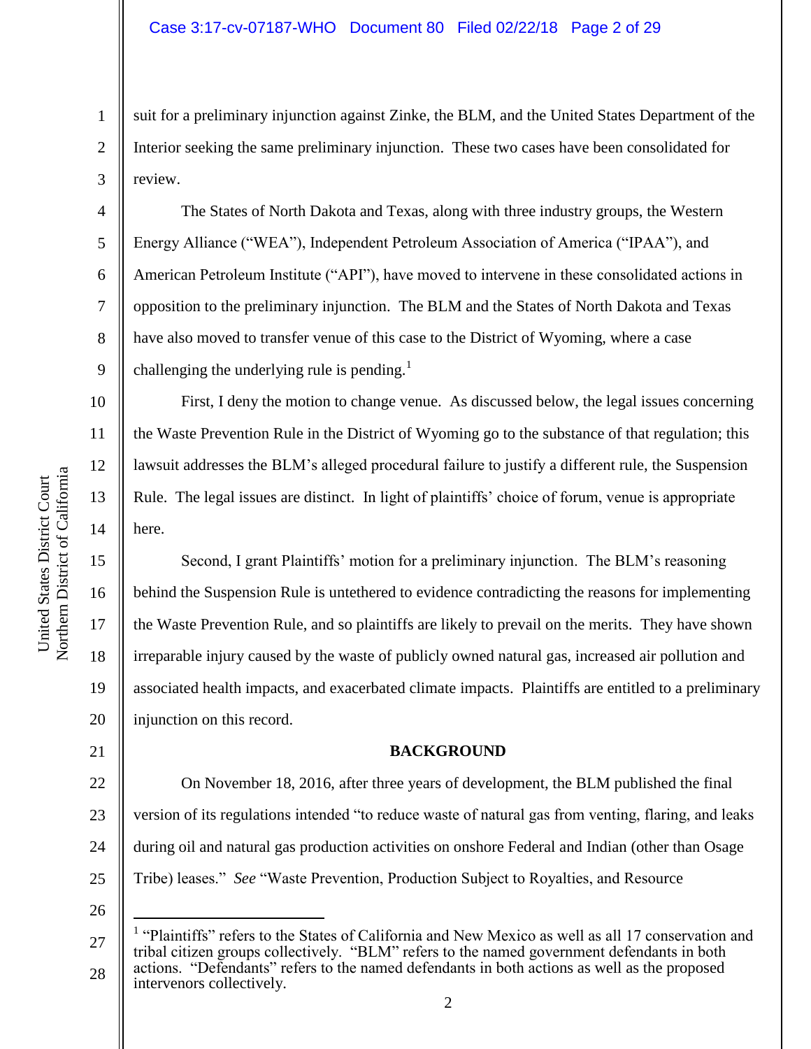suit for a preliminary injunction against Zinke, the BLM, and the United States Department of the Interior seeking the same preliminary injunction. These two cases have been consolidated for review.

The States of North Dakota and Texas, along with three industry groups, the Western Energy Alliance ("WEA"), Independent Petroleum Association of America ("IPAA"), and American Petroleum Institute ("API"), have moved to intervene in these consolidated actions in opposition to the preliminary injunction. The BLM and the States of North Dakota and Texas have also moved to transfer venue of this case to the District of Wyoming, where a case challenging the underlying rule is pending.[1]

First, I deny the motion to change venue. As discussed below, the legal issues concerning the Waste Prevention Rule in the District of Wyoming go to the substance of that regulation; this lawsuit addresses the BLM's alleged procedural failure to justify a different rule, the Suspension Rule. The legal issues are distinct. In light of plaintiffs' choice of forum, venue is appropriate here.

Second, I grant Plaintiffs' motion for a preliminary injunction. The BLM's reasoning behind the Suspension Rule is untethered to evidence contradicting the reasons for implementing the Waste Prevention Rule, and so plaintiffs are likely to prevail on the merits. They have shown irreparable injury caused by the waste of publicly owned natural gas, increased air pollution and associated health impacts, and exacerbated climate impacts. Plaintiffs are entitled to a preliminary injunction on this record.

## BACKGROUND

On November 18, 2016, after three years of development, the BLM published the final version of its regulations intended "to reduce waste of natural gas from venting, flaring, and leaks during oil and natural gas production activities on onshore Federal and Indian (other than Osage Tribe) leases." *See* "Waste Prevention, Production Subject to Royalties, and Resource

---

[1] "Plaintiffs" refers to the States of California and New Mexico as well as all 17 conservation and tribal citizen groups collectively. "BLM" refers to the named government defendants in both actions. "Defendants" refers to the named defendants in both actions as well as the proposed intervenors collectively.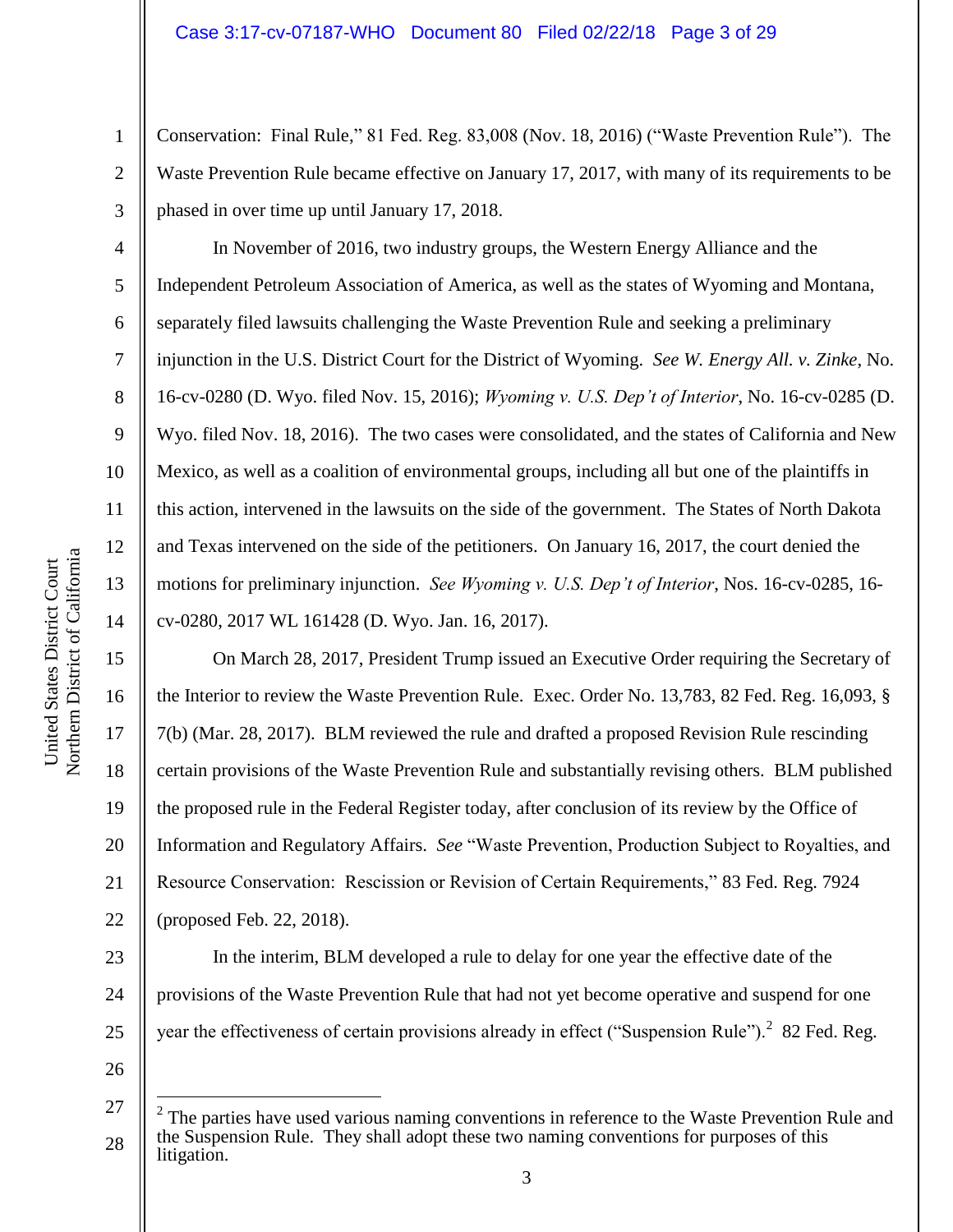Conservation: Final Rule," 81 Fed. Reg. 83,008 (Nov. 18, 2016) ("Waste Prevention Rule"). The Waste Prevention Rule became effective on January 17, 2017, with many of its requirements to be phased in over time up until January 17, 2018.

In November of 2016, two industry groups, the Western Energy Alliance and the Independent Petroleum Association of America, as well as the states of Wyoming and Montana, separately filed lawsuits challenging the Waste Prevention Rule and seeking a preliminary injunction in the U.S. District Court for the District of Wyoming. *See W. Energy All. v. Zinke*, No. 16-cv-0280 (D. Wyo. filed Nov. 15, 2016); *Wyoming v. U.S. Dep't of Interior*, No. 16-cv-0285 (D. Wyo. filed Nov. 18, 2016). The two cases were consolidated, and the states of California and New Mexico, as well as a coalition of environmental groups, including all but one of the plaintiffs in this action, intervened in the lawsuits on the side of the government. The States of North Dakota and Texas intervened on the side of the petitioners. On January 16, 2017, the court denied the motions for preliminary injunction. *See Wyoming v. U.S. Dep't of Interior*, Nos. 16-cv-0285, 16-cv-0280, 2017 WL 161428 (D. Wyo. Jan. 16, 2017).

On March 28, 2017, President Trump issued an Executive Order requiring the Secretary of the Interior to review the Waste Prevention Rule. Exec. Order No. 13,783, 82 Fed. Reg. 16,093, § 7(b) (Mar. 28, 2017). BLM reviewed the rule and drafted a proposed Revision Rule rescinding certain provisions of the Waste Prevention Rule and substantially revising others. BLM published the proposed rule in the Federal Register today, after conclusion of its review by the Office of Information and Regulatory Affairs. *See* "Waste Prevention, Production Subject to Royalties, and Resource Conservation: Rescission or Revision of Certain Requirements," 83 Fed. Reg. 7924 (proposed Feb. 22, 2018).

In the interim, BLM developed a rule to delay for one year the effective date of the provisions of the Waste Prevention Rule that had not yet become operative and suspend for one year the effectiveness of certain provisions already in effect ("Suspension Rule").[2] 82 Fed. Reg.

[2] The parties have used various naming conventions in reference to the Waste Prevention Rule and the Suspension Rule. They shall adopt these two naming conventions for purposes of this litigation.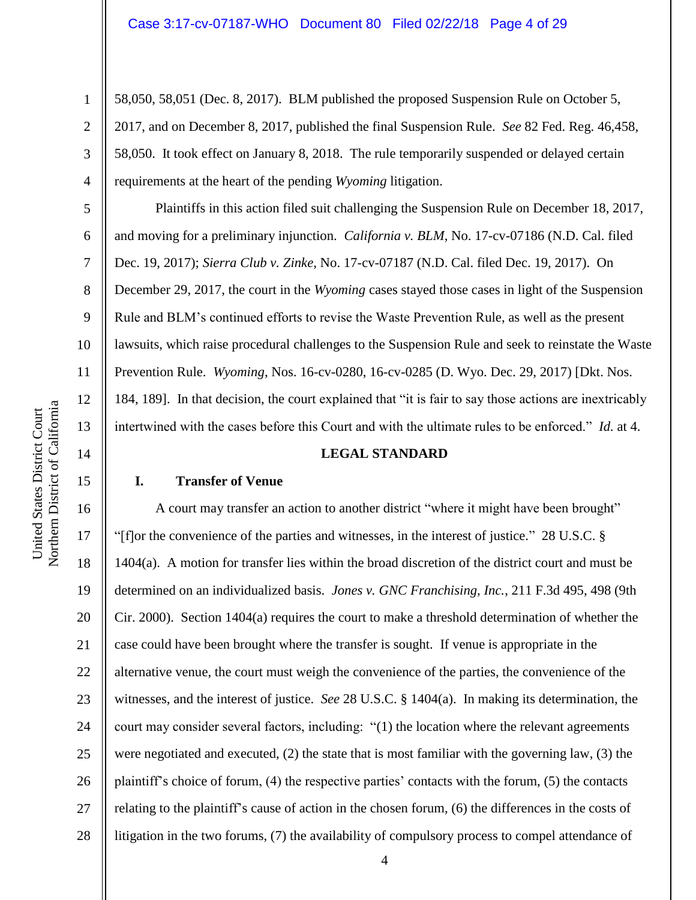58,050, 58,051 (Dec. 8, 2017). BLM published the proposed Suspension Rule on October 5, 2017, and on December 8, 2017, published the final Suspension Rule. *See* 82 Fed. Reg. 46,458, 58,050. It took effect on January 8, 2018. The rule temporarily suspended or delayed certain requirements at the heart of the pending *Wyoming* litigation.

Plaintiffs in this action filed suit challenging the Suspension Rule on December 18, 2017, and moving for a preliminary injunction. *California v. BLM*, No. 17-cv-07186 (N.D. Cal. filed Dec. 19, 2017); *Sierra Club v. Zinke*, No. 17-cv-07187 (N.D. Cal. filed Dec. 19, 2017). On December 29, 2017, the court in the *Wyoming* cases stayed those cases in light of the Suspension Rule and BLM's continued efforts to revise the Waste Prevention Rule, as well as the present lawsuits, which raise procedural challenges to the Suspension Rule and seek to reinstate the Waste Prevention Rule. *Wyoming*, Nos. 16-cv-0280, 16-cv-0285 (D. Wyo. Dec. 29, 2017) [Dkt. Nos. 184, 189]. In that decision, the court explained that "it is fair to say those actions are inextricably intertwined with the cases before this Court and with the ultimate rules to be enforced." *Id.* at 4.

## LEGAL STANDARD

### I. Transfer of Venue

A court may transfer an action to another district "where it might have been brought" "[f]or the convenience of the parties and witnesses, in the interest of justice." 28 U.S.C. § 1404(a). A motion for transfer lies within the broad discretion of the district court and must be determined on an individualized basis. *Jones v. GNC Franchising, Inc.*, 211 F.3d 495, 498 (9th Cir. 2000). Section 1404(a) requires the court to make a threshold determination of whether the case could have been brought where the transfer is sought. If venue is appropriate in the alternative venue, the court must weigh the convenience of the parties, the convenience of the witnesses, and the interest of justice. *See* 28 U.S.C. § 1404(a). In making its determination, the court may consider several factors, including: "(1) the location where the relevant agreements were negotiated and executed, (2) the state that is most familiar with the governing law, (3) the plaintiff's choice of forum, (4) the respective parties' contacts with the forum, (5) the contacts relating to the plaintiff's cause of action in the chosen forum, (6) the differences in the costs of litigation in the two forums, (7) the availability of compulsory process to compel attendance of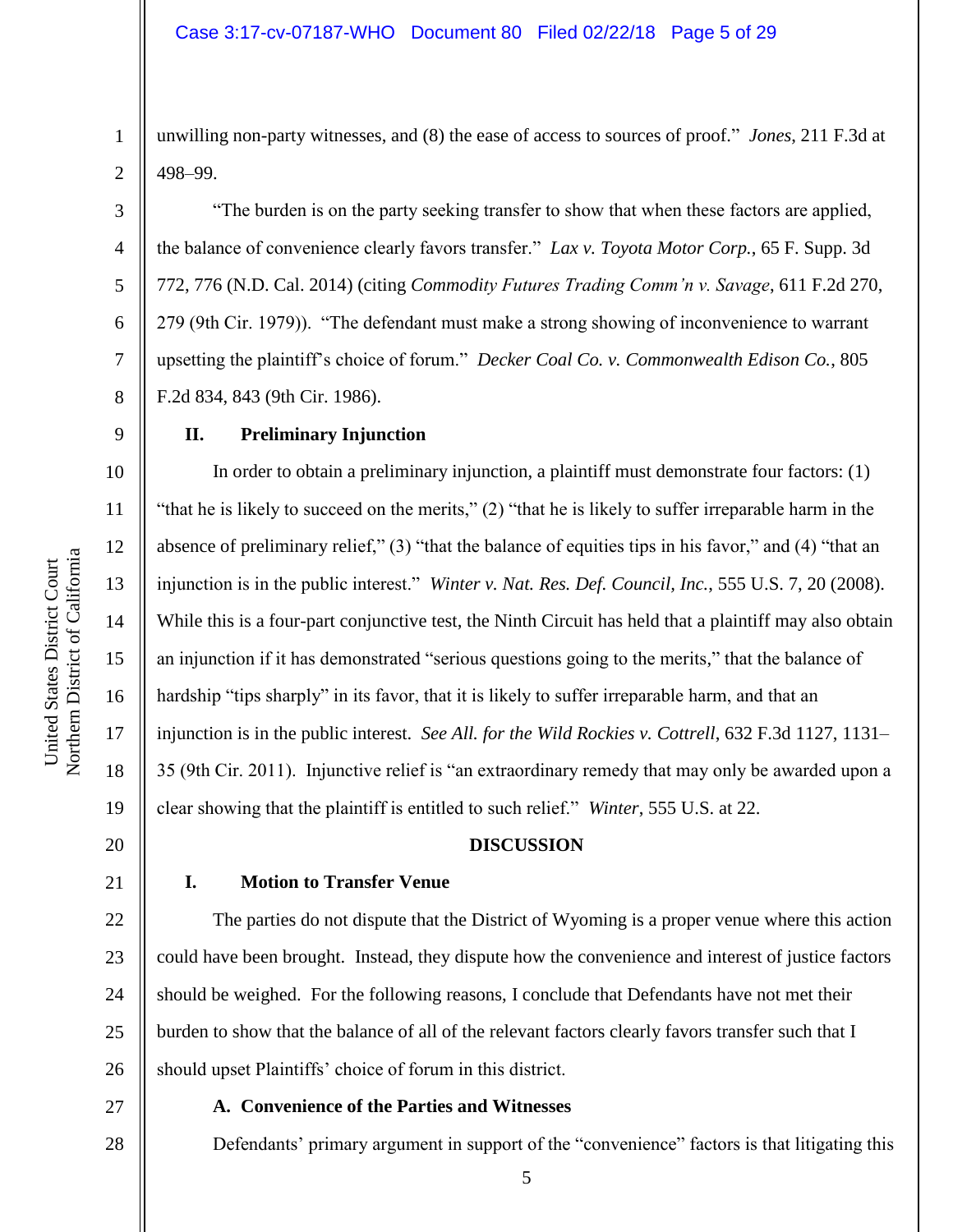unwilling non-party witnesses, and (8) the ease of access to sources of proof." *Jones*, 211 F.3d at 498–99.

"The burden is on the party seeking transfer to show that when these factors are applied, the balance of convenience clearly favors transfer." *Lax v. Toyota Motor Corp.*, 65 F. Supp. 3d 772, 776 (N.D. Cal. 2014) (citing *Commodity Futures Trading Comm'n v. Savage*, 611 F.2d 270, 279 (9th Cir. 1979)). "The defendant must make a strong showing of inconvenience to warrant upsetting the plaintiff's choice of forum." *Decker Coal Co. v. Commonwealth Edison Co.*, 805 F.2d 834, 843 (9th Cir. 1986).

### II. Preliminary Injunction

In order to obtain a preliminary injunction, a plaintiff must demonstrate four factors: (1) "that he is likely to succeed on the merits," (2) "that he is likely to suffer irreparable harm in the absence of preliminary relief," (3) "that the balance of equities tips in his favor," and (4) "that an injunction is in the public interest." *Winter v. Nat. Res. Def. Council, Inc.*, 555 U.S. 7, 20 (2008). While this is a four-part conjunctive test, the Ninth Circuit has held that a plaintiff may also obtain an injunction if it has demonstrated "serious questions going to the merits," that the balance of hardship "tips sharply" in its favor, that it is likely to suffer irreparable harm, and that an injunction is in the public interest. *See All. for the Wild Rockies v. Cottrell*, 632 F.3d 1127, 1131–35 (9th Cir. 2011). Injunctive relief is "an extraordinary remedy that may only be awarded upon a clear showing that the plaintiff is entitled to such relief." *Winter*, 555 U.S. at 22.

## DISCUSSION

### I. Motion to Transfer Venue

The parties do not dispute that the District of Wyoming is a proper venue where this action could have been brought. Instead, they dispute how the convenience and interest of justice factors should be weighed. For the following reasons, I conclude that Defendants have not met their burden to show that the balance of all of the relevant factors clearly favors transfer such that I should upset Plaintiffs' choice of forum in this district.

#### A. Convenience of the Parties and Witnesses

Defendants' primary argument in support of the "convenience" factors is that litigating this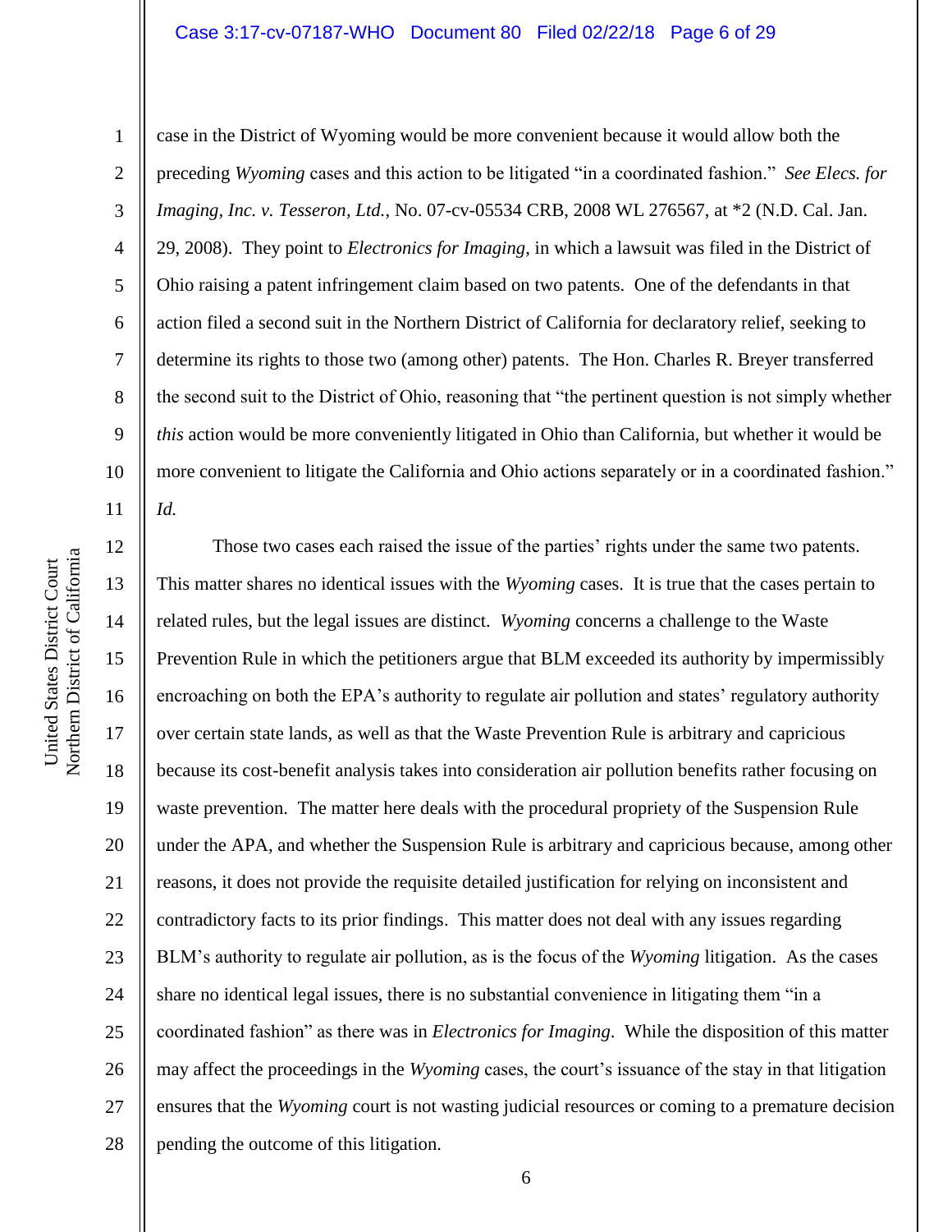case in the District of Wyoming would be more convenient because it would allow both the preceding *Wyoming* cases and this action to be litigated "in a coordinated fashion." *See Elecs. for Imaging, Inc. v. Tesseron, Ltd.*, No. 07-cv-05534 CRB, 2008 WL 276567, at *2 (N.D. Cal. Jan. 29, 2008). They point to *Electronics for Imaging*, in which a lawsuit was filed in the District of Ohio raising a patent infringement claim based on two patents. One of the defendants in that action filed a second suit in the Northern District of California for declaratory relief, seeking to determine its rights to those two (among other) patents. The Hon. Charles R. Breyer transferred the second suit to the District of Ohio, reasoning that "the pertinent question is not simply whether *this* action would be more conveniently litigated in Ohio than California, but whether it would be more convenient to litigate the California and Ohio actions separately or in a coordinated fashion." *Id.*

Those two cases each raised the issue of the parties' rights under the same two patents. This matter shares no identical issues with the *Wyoming* cases. It is true that the cases pertain to related rules, but the legal issues are distinct. *Wyoming* concerns a challenge to the Waste Prevention Rule in which the petitioners argue that BLM exceeded its authority by impermissibly encroaching on both the EPA's authority to regulate air pollution and states' regulatory authority over certain state lands, as well as that the Waste Prevention Rule is arbitrary and capricious because its cost-benefit analysis takes into consideration air pollution benefits rather focusing on waste prevention. The matter here deals with the procedural propriety of the Suspension Rule under the APA, and whether the Suspension Rule is arbitrary and capricious because, among other reasons, it does not provide the requisite detailed justification for relying on inconsistent and contradictory facts to its prior findings. This matter does not deal with any issues regarding BLM's authority to regulate air pollution, as is the focus of the *Wyoming* litigation. As the cases share no identical legal issues, there is no substantial convenience in litigating them "in a coordinated fashion" as there was in *Electronics for Imaging*. While the disposition of this matter may affect the proceedings in the *Wyoming* cases, the court's issuance of the stay in that litigation ensures that the *Wyoming* court is not wasting judicial resources or coming to a premature decision pending the outcome of this litigation.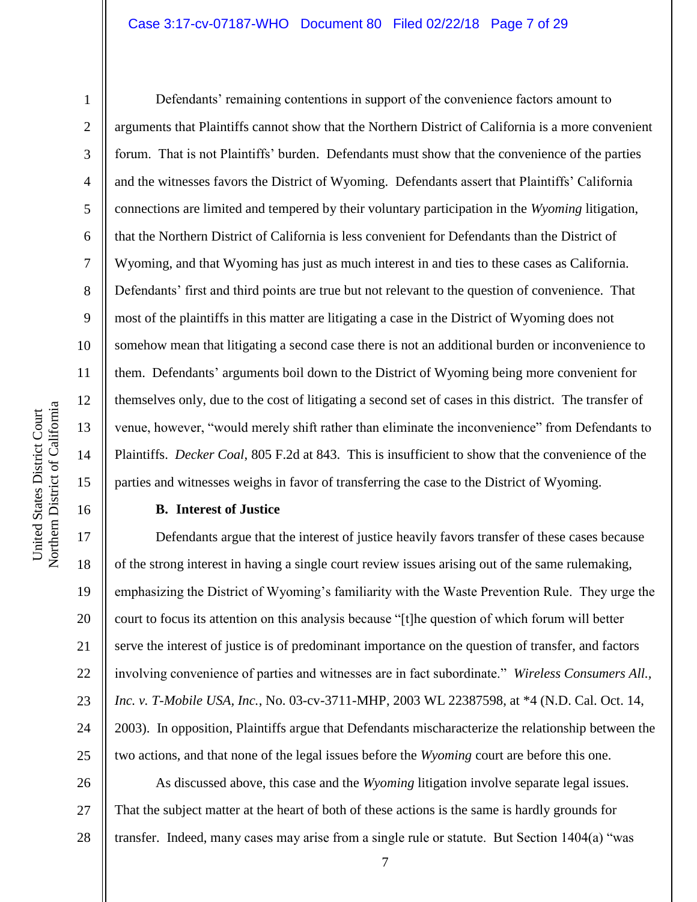Defendants' remaining contentions in support of the convenience factors amount to arguments that Plaintiffs cannot show that the Northern District of California is a more convenient forum. That is not Plaintiffs' burden. Defendants must show that the convenience of the parties and the witnesses favors the District of Wyoming. Defendants assert that Plaintiffs' California connections are limited and tempered by their voluntary participation in the *Wyoming* litigation, that the Northern District of California is less convenient for Defendants than the District of Wyoming, and that Wyoming has just as much interest in and ties to these cases as California. Defendants' first and third points are true but not relevant to the question of convenience. That most of the plaintiffs in this matter are litigating a case in the District of Wyoming does not somehow mean that litigating a second case there is not an additional burden or inconvenience to them. Defendants' arguments boil down to the District of Wyoming being more convenient for themselves only, due to the cost of litigating a second set of cases in this district. The transfer of venue, however, "would merely shift rather than eliminate the inconvenience" from Defendants to Plaintiffs. *Decker Coal*, 805 F.2d at 843. This is insufficient to show that the convenience of the parties and witnesses weighs in favor of transferring the case to the District of Wyoming.

**B. Interest of Justice**

Defendants argue that the interest of justice heavily favors transfer of these cases because of the strong interest in having a single court review issues arising out of the same rulemaking, emphasizing the District of Wyoming's familiarity with the Waste Prevention Rule. They urge the court to focus its attention on this analysis because "[t]he question of which forum will better serve the interest of justice is of predominant importance on the question of transfer, and factors involving convenience of parties and witnesses are in fact subordinate." *Wireless Consumers All., Inc. v. T-Mobile USA, Inc.*, No. 03-cv-3711-MHP, 2003 WL 22387598, at *4 (N.D. Cal. Oct. 14, 2003). In opposition, Plaintiffs argue that Defendants mischaracterize the relationship between the two actions, and that none of the legal issues before the *Wyoming* court are before this one.

As discussed above, this case and the *Wyoming* litigation involve separate legal issues. That the subject matter at the heart of both of these actions is the same is hardly grounds for transfer. Indeed, many cases may arise from a single rule or statute. But Section 1404(a) "was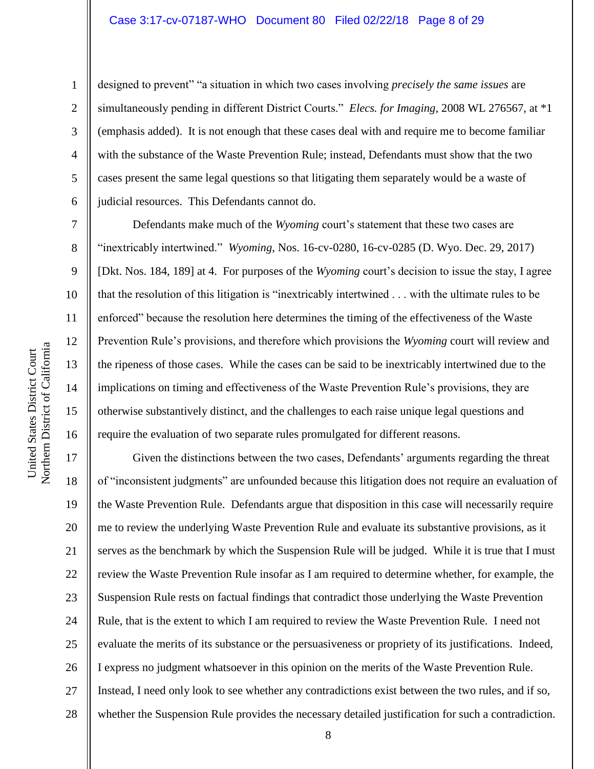designed to prevent" "a situation in which two cases involving *precisely the same issues* are simultaneously pending in different District Courts." *Elecs. for Imaging*, 2008 WL 276567, at *1 (emphasis added). It is not enough that these cases deal with and require me to become familiar with the substance of the Waste Prevention Rule; instead, Defendants must show that the two cases present the same legal questions so that litigating them separately would be a waste of judicial resources. This Defendants cannot do.

Defendants make much of the *Wyoming* court's statement that these two cases are "inextricably intertwined." *Wyoming*, Nos. 16-cv-0280, 16-cv-0285 (D. Wyo. Dec. 29, 2017) [Dkt. Nos. 184, 189] at 4. For purposes of the *Wyoming* court's decision to issue the stay, I agree that the resolution of this litigation is "inextricably intertwined . . . with the ultimate rules to be enforced" because the resolution here determines the timing of the effectiveness of the Waste Prevention Rule's provisions, and therefore which provisions the *Wyoming* court will review and the ripeness of those cases. While the cases can be said to be inextricably intertwined due to the implications on timing and effectiveness of the Waste Prevention Rule's provisions, they are otherwise substantively distinct, and the challenges to each raise unique legal questions and require the evaluation of two separate rules promulgated for different reasons.

Given the distinctions between the two cases, Defendants' arguments regarding the threat of "inconsistent judgments" are unfounded because this litigation does not require an evaluation of the Waste Prevention Rule. Defendants argue that disposition in this case will necessarily require me to review the underlying Waste Prevention Rule and evaluate its substantive provisions, as it serves as the benchmark by which the Suspension Rule will be judged. While it is true that I must review the Waste Prevention Rule insofar as I am required to determine whether, for example, the Suspension Rule rests on factual findings that contradict those underlying the Waste Prevention Rule, that is the extent to which I am required to review the Waste Prevention Rule. I need not evaluate the merits of its substance or the persuasiveness or propriety of its justifications. Indeed, I express no judgment whatsoever in this opinion on the merits of the Waste Prevention Rule. Instead, I need only look to see whether any contradictions exist between the two rules, and if so, whether the Suspension Rule provides the necessary detailed justification for such a contradiction.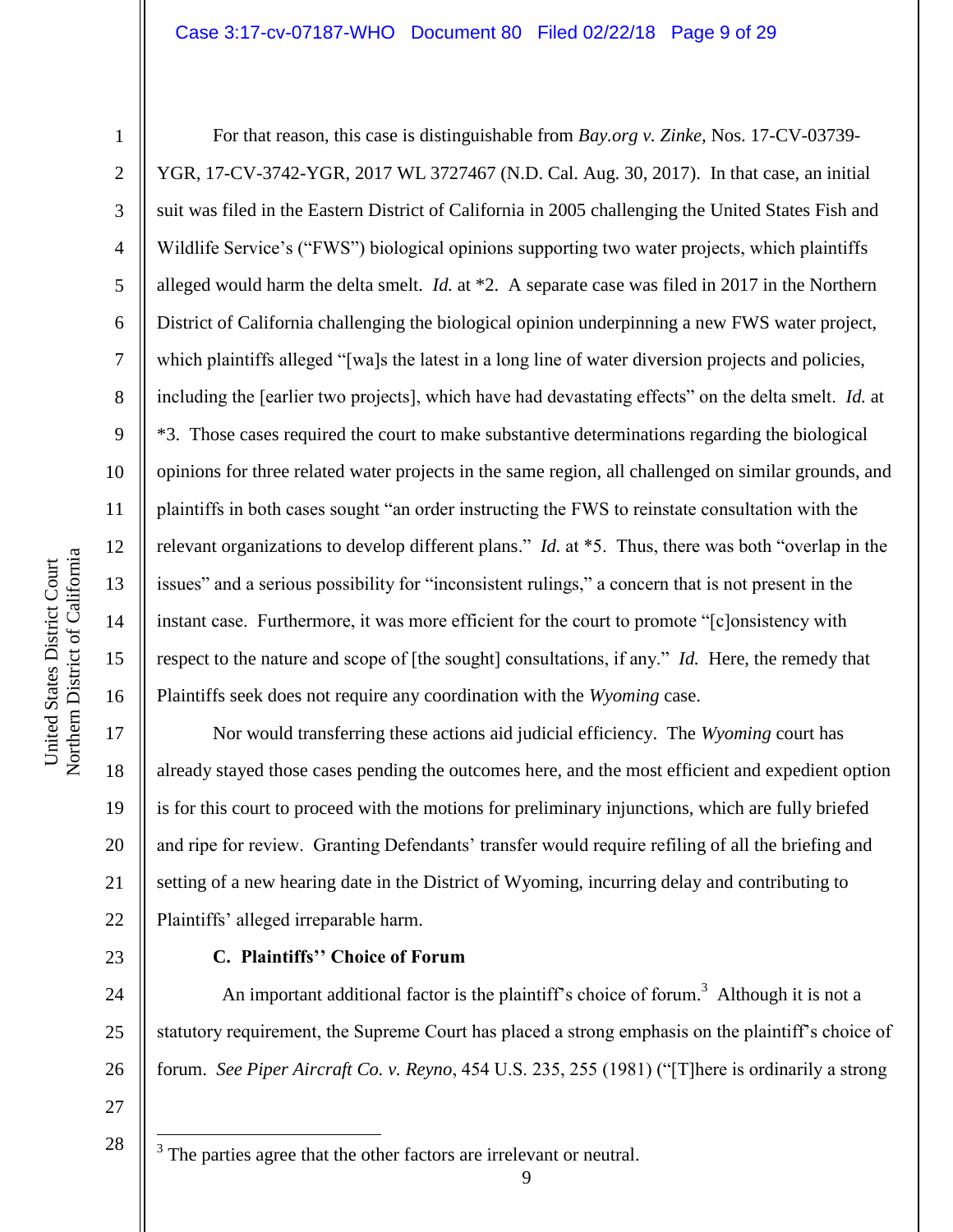For that reason, this case is distinguishable from *Bay.org v. Zinke*, Nos. 17-CV-03739-YGR, 17-CV-3742-YGR, 2017 WL 3727467 (N.D. Cal. Aug. 30, 2017). In that case, an initial suit was filed in the Eastern District of California in 2005 challenging the United States Fish and Wildlife Service's ("FWS") biological opinions supporting two water projects, which plaintiffs alleged would harm the delta smelt. *Id.* at *2. A separate case was filed in 2017 in the Northern District of California challenging the biological opinion underpinning a new FWS water project, which plaintiffs alleged "[wa]s the latest in a long line of water diversion projects and policies, including the [earlier two projects], which have had devastating effects" on the delta smelt. *Id.* at *3. Those cases required the court to make substantive determinations regarding the biological opinions for three related water projects in the same region, all challenged on similar grounds, and plaintiffs in both cases sought "an order instructing the FWS to reinstate consultation with the relevant organizations to develop different plans." *Id.* at *5. Thus, there was both "overlap in the issues" and a serious possibility for "inconsistent rulings," a concern that is not present in the instant case. Furthermore, it was more efficient for the court to promote "[c]onsistency with respect to the nature and scope of [the sought] consultations, if any." *Id.* Here, the remedy that Plaintiffs seek does not require any coordination with the *Wyoming* case.

Nor would transferring these actions aid judicial efficiency. The *Wyoming* court has already stayed those cases pending the outcomes here, and the most efficient and expedient option is for this court to proceed with the motions for preliminary injunctions, which are fully briefed and ripe for review. Granting Defendants' transfer would require refiling of all the briefing and setting of a new hearing date in the District of Wyoming, incurring delay and contributing to Plaintiffs' alleged irreparable harm.

**C. Plaintiffs'' Choice of Forum**

An important additional factor is the plaintiff's choice of forum.[3] Although it is not a statutory requirement, the Supreme Court has placed a strong emphasis on the plaintiff's choice of forum. *See Piper Aircraft Co. v. Reyno*, 454 U.S. 235, 255 (1981) ("[T]here is ordinarily a strong

[3] The parties agree that the other factors are irrelevant or neutral.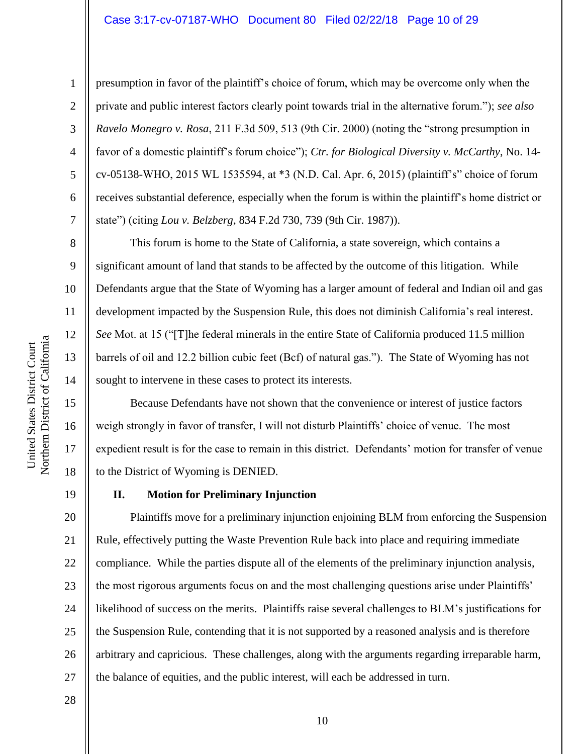presumption in favor of the plaintiff's choice of forum, which may be overcome only when the private and public interest factors clearly point towards trial in the alternative forum."); *see also* *Ravelo Monegro v. Rosa*, 211 F.3d 509, 513 (9th Cir. 2000) (noting the "strong presumption in favor of a domestic plaintiff's forum choice"); *Ctr. for Biological Diversity v. McCarthy*, No. 14-cv-05138-WHO, 2015 WL 1535594, at *3 (N.D. Cal. Apr. 6, 2015) (plaintiff's" choice of forum receives substantial deference, especially when the forum is within the plaintiff's home district or state") (citing *Lou v. Belzberg*, 834 F.2d 730, 739 (9th Cir. 1987)).

This forum is home to the State of California, a state sovereign, which contains a significant amount of land that stands to be affected by the outcome of this litigation. While Defendants argue that the State of Wyoming has a larger amount of federal and Indian oil and gas development impacted by the Suspension Rule, this does not diminish California's real interest. *See* Mot. at 15 ("[T]he federal minerals in the entire State of California produced 11.5 million barrels of oil and 12.2 billion cubic feet (Bcf) of natural gas."). The State of Wyoming has not sought to intervene in these cases to protect its interests.

Because Defendants have not shown that the convenience or interest of justice factors weigh strongly in favor of transfer, I will not disturb Plaintiffs' choice of venue. The most expedient result is for the case to remain in this district. Defendants' motion for transfer of venue to the District of Wyoming is DENIED.

## II. Motion for Preliminary Injunction

Plaintiffs move for a preliminary injunction enjoining BLM from enforcing the Suspension Rule, effectively putting the Waste Prevention Rule back into place and requiring immediate compliance. While the parties dispute all of the elements of the preliminary injunction analysis, the most rigorous arguments focus on and the most challenging questions arise under Plaintiffs' likelihood of success on the merits. Plaintiffs raise several challenges to BLM's justifications for the Suspension Rule, contending that it is not supported by a reasoned analysis and is therefore arbitrary and capricious. These challenges, along with the arguments regarding irreparable harm, the balance of equities, and the public interest, will each be addressed in turn.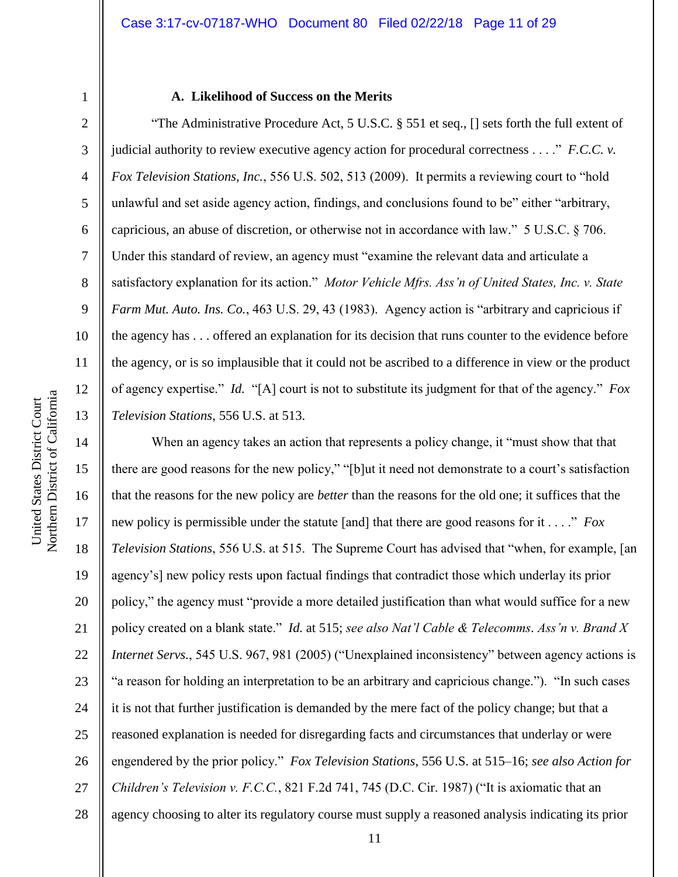### A. Likelihood of Success on the Merits

"The Administrative Procedure Act, 5 U.S.C. § 551 et seq., [] sets forth the full extent of judicial authority to review executive agency action for procedural correctness . . . ." *F.C.C. v. Fox Television Stations, Inc.*, 556 U.S. 502, 513 (2009). It permits a reviewing court to "hold unlawful and set aside agency action, findings, and conclusions found to be" either "arbitrary, capricious, an abuse of discretion, or otherwise not in accordance with law." 5 U.S.C. § 706. Under this standard of review, an agency must "examine the relevant data and articulate a satisfactory explanation for its action." *Motor Vehicle Mfrs. Ass'n of United States, Inc. v. State Farm Mut. Auto. Ins. Co.*, 463 U.S. 29, 43 (1983). Agency action is "arbitrary and capricious if the agency has . . . offered an explanation for its decision that runs counter to the evidence before the agency, or is so implausible that it could not be ascribed to a difference in view or the product of agency expertise." *Id.* "[A] court is not to substitute its judgment for that of the agency." *Fox Television Stations*, 556 U.S. at 513.

When an agency takes an action that represents a policy change, it "must show that that there are good reasons for the new policy," "[b]ut it need not demonstrate to a court's satisfaction that the reasons for the new policy are *better* than the reasons for the old one; it suffices that the new policy is permissible under the statute [and] that there are good reasons for it . . . ." *Fox Television Stations*, 556 U.S. at 515. The Supreme Court has advised that "when, for example, [an agency's] new policy rests upon factual findings that contradict those which underlay its prior policy," the agency must "provide a more detailed justification than what would suffice for a new policy created on a blank state." *Id.* at 515; *see also Nat'l Cable & Telecomms. Ass'n v. Brand X Internet Servs.*, 545 U.S. 967, 981 (2005) ("Unexplained inconsistency" between agency actions is "a reason for holding an interpretation to be an arbitrary and capricious change."). "In such cases it is not that further justification is demanded by the mere fact of the policy change; but that a reasoned explanation is needed for disregarding facts and circumstances that underlay or were engendered by the prior policy." *Fox Television Stations*, 556 U.S. at 515–16; *see also Action for Children's Television v. F.C.C.*, 821 F.2d 741, 745 (D.C. Cir. 1987) ("It is axiomatic that an agency choosing to alter its regulatory course must supply a reasoned analysis indicating its prior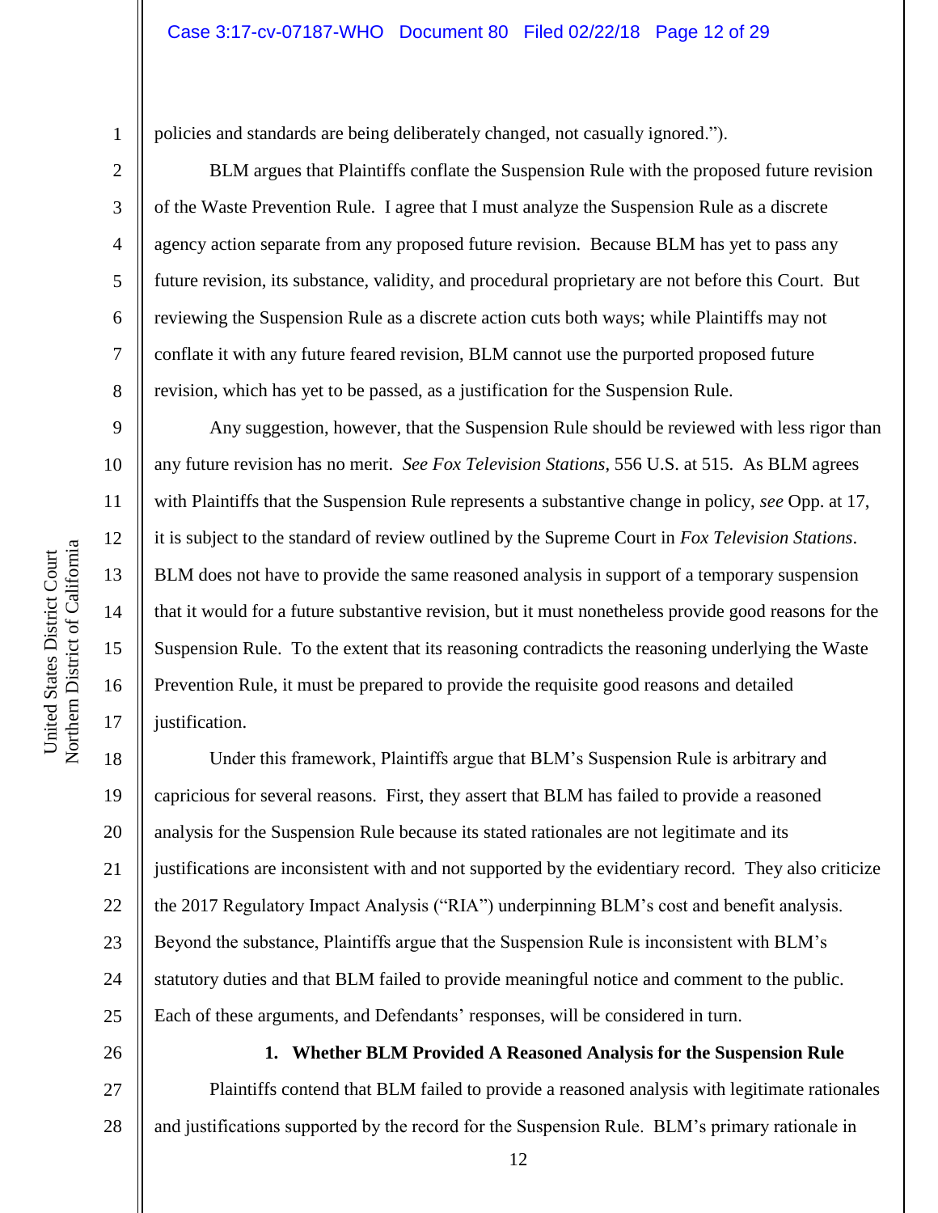policies and standards are being deliberately changed, not casually ignored.").

BLM argues that Plaintiffs conflate the Suspension Rule with the proposed future revision of the Waste Prevention Rule. I agree that I must analyze the Suspension Rule as a discrete agency action separate from any proposed future revision. Because BLM has yet to pass any future revision, its substance, validity, and procedural proprietary are not before this Court. But reviewing the Suspension Rule as a discrete action cuts both ways; while Plaintiffs may not conflate it with any future feared revision, BLM cannot use the purported proposed future revision, which has yet to be passed, as a justification for the Suspension Rule.

Any suggestion, however, that the Suspension Rule should be reviewed with less rigor than any future revision has no merit. *See Fox Television Stations*, 556 U.S. at 515. As BLM agrees with Plaintiffs that the Suspension Rule represents a substantive change in policy, *see* Opp. at 17, it is subject to the standard of review outlined by the Supreme Court in *Fox Television Stations*. BLM does not have to provide the same reasoned analysis in support of a temporary suspension that it would for a future substantive revision, but it must nonetheless provide good reasons for the Suspension Rule. To the extent that its reasoning contradicts the reasoning underlying the Waste Prevention Rule, it must be prepared to provide the requisite good reasons and detailed justification.

Under this framework, Plaintiffs argue that BLM's Suspension Rule is arbitrary and capricious for several reasons. First, they assert that BLM has failed to provide a reasoned analysis for the Suspension Rule because its stated rationales are not legitimate and its justifications are inconsistent with and not supported by the evidentiary record. They also criticize the 2017 Regulatory Impact Analysis ("RIA") underpinning BLM's cost and benefit analysis. Beyond the substance, Plaintiffs argue that the Suspension Rule is inconsistent with BLM's statutory duties and that BLM failed to provide meaningful notice and comment to the public. Each of these arguments, and Defendants' responses, will be considered in turn.

**1. Whether BLM Provided A Reasoned Analysis for the Suspension Rule**

Plaintiffs contend that BLM failed to provide a reasoned analysis with legitimate rationales and justifications supported by the record for the Suspension Rule. BLM's primary rationale in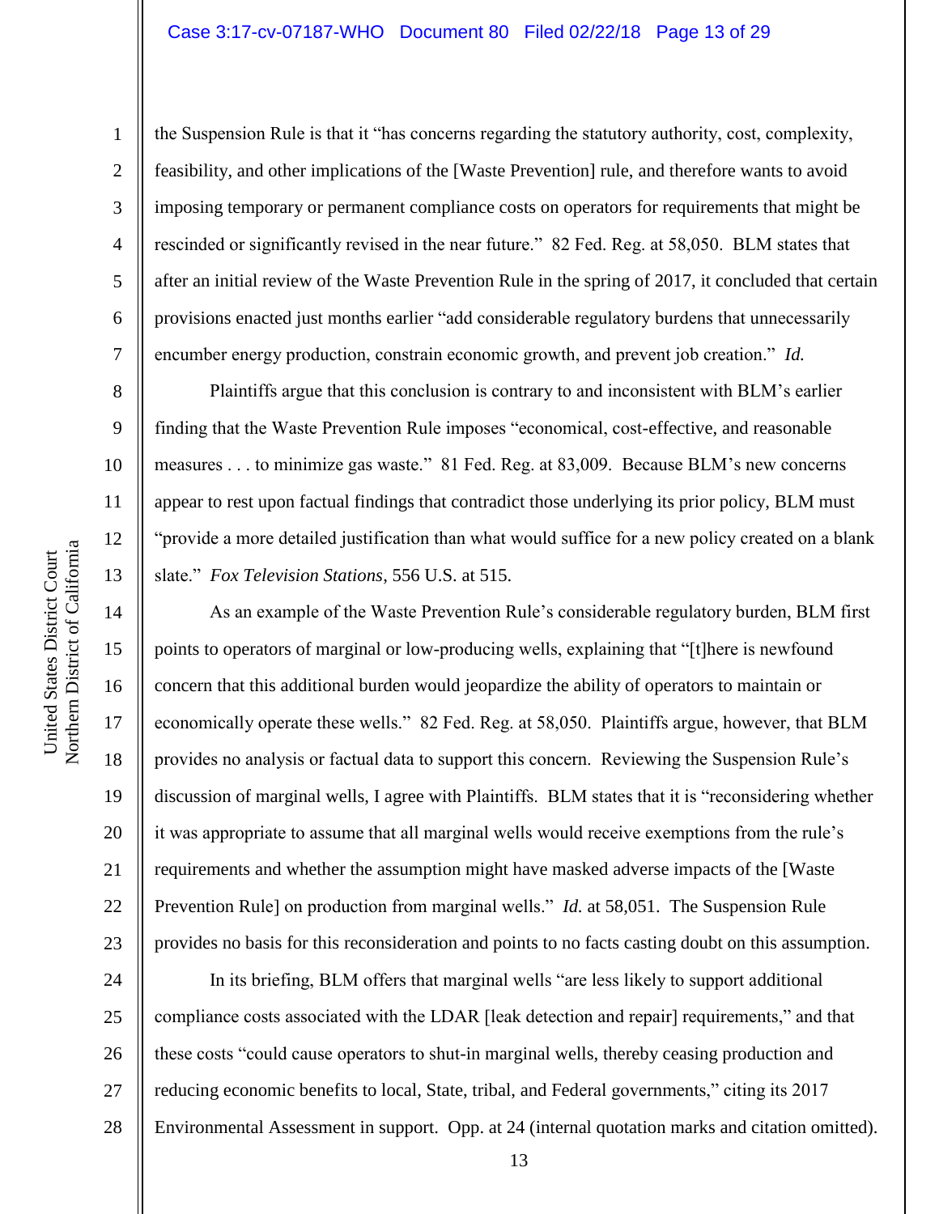the Suspension Rule is that it "has concerns regarding the statutory authority, cost, complexity, feasibility, and other implications of the [Waste Prevention] rule, and therefore wants to avoid imposing temporary or permanent compliance costs on operators for requirements that might be rescinded or significantly revised in the near future." 82 Fed. Reg. at 58,050. BLM states that after an initial review of the Waste Prevention Rule in the spring of 2017, it concluded that certain provisions enacted just months earlier "add considerable regulatory burdens that unnecessarily encumber energy production, constrain economic growth, and prevent job creation." *Id.*

Plaintiffs argue that this conclusion is contrary to and inconsistent with BLM's earlier finding that the Waste Prevention Rule imposes "economical, cost-effective, and reasonable measures . . . to minimize gas waste." 81 Fed. Reg. at 83,009. Because BLM's new concerns appear to rest upon factual findings that contradict those underlying its prior policy, BLM must "provide a more detailed justification than what would suffice for a new policy created on a blank slate." *Fox Television Stations*, 556 U.S. at 515.

As an example of the Waste Prevention Rule's considerable regulatory burden, BLM first points to operators of marginal or low-producing wells, explaining that "[t]here is newfound concern that this additional burden would jeopardize the ability of operators to maintain or economically operate these wells." 82 Fed. Reg. at 58,050. Plaintiffs argue, however, that BLM provides no analysis or factual data to support this concern. Reviewing the Suspension Rule's discussion of marginal wells, I agree with Plaintiffs. BLM states that it is "reconsidering whether it was appropriate to assume that all marginal wells would receive exemptions from the rule's requirements and whether the assumption might have masked adverse impacts of the [Waste Prevention Rule] on production from marginal wells." *Id.* at 58,051. The Suspension Rule provides no basis for this reconsideration and points to no facts casting doubt on this assumption.

In its briefing, BLM offers that marginal wells "are less likely to support additional compliance costs associated with the LDAR [leak detection and repair] requirements," and that these costs "could cause operators to shut-in marginal wells, thereby ceasing production and reducing economic benefits to local, State, tribal, and Federal governments," citing its 2017 Environmental Assessment in support. Opp. at 24 (internal quotation marks and citation omitted).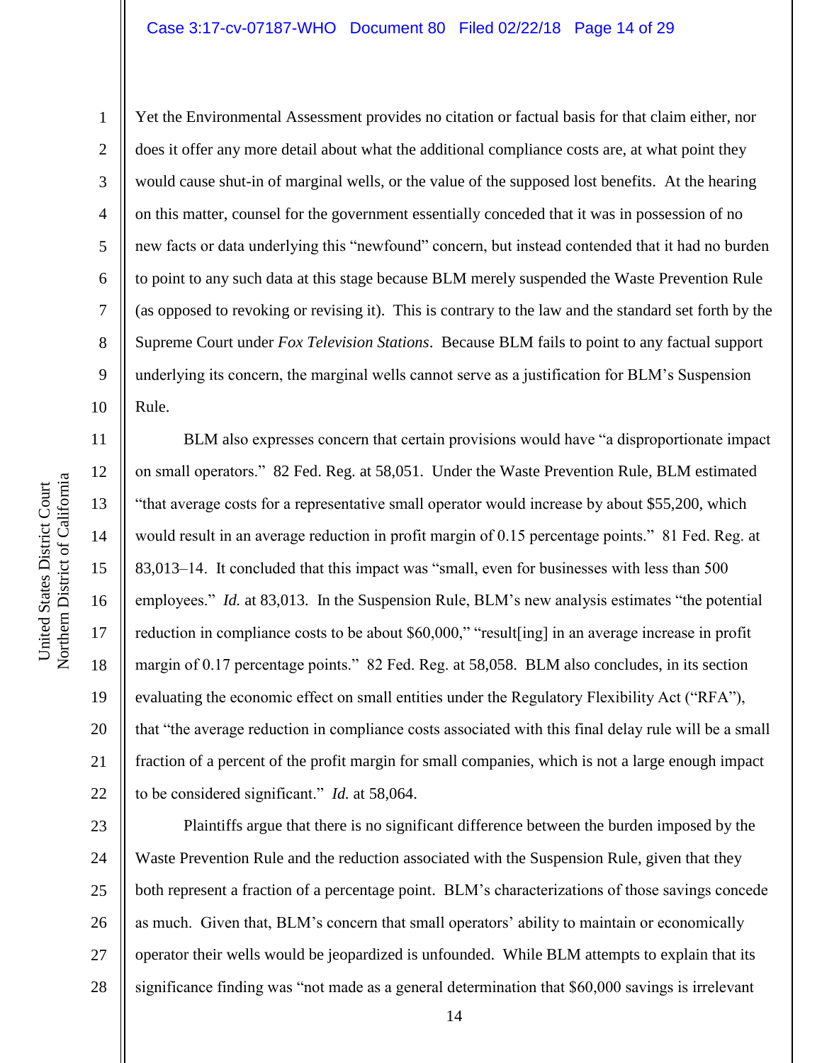Yet the Environmental Assessment provides no citation or factual basis for that claim either, nor does it offer any more detail about what the additional compliance costs are, at what point they would cause shut-in of marginal wells, or the value of the supposed lost benefits. At the hearing on this matter, counsel for the government essentially conceded that it was in possession of no new facts or data underlying this "newfound" concern, but instead contended that it had no burden to point to any such data at this stage because BLM merely suspended the Waste Prevention Rule (as opposed to revoking or revising it). This is contrary to the law and the standard set forth by the Supreme Court under *Fox Television Stations*. Because BLM fails to point to any factual support underlying its concern, the marginal wells cannot serve as a justification for BLM's Suspension Rule.

BLM also expresses concern that certain provisions would have "a disproportionate impact on small operators." 82 Fed. Reg. at 58,051. Under the Waste Prevention Rule, BLM estimated "that average costs for a representative small operator would increase by about $55,200, which would result in an average reduction in profit margin of 0.15 percentage points." 81 Fed. Reg. at 83,013–14. It concluded that this impact was "small, even for businesses with less than 500 employees." *Id.* at 83,013. In the Suspension Rule, BLM's new analysis estimates "the potential reduction in compliance costs to be about $60,000," "result[ing] in an average increase in profit margin of 0.17 percentage points." 82 Fed. Reg. at 58,058. BLM also concludes, in its section evaluating the economic effect on small entities under the Regulatory Flexibility Act ("RFA"), that "the average reduction in compliance costs associated with this final delay rule will be a small fraction of a percent of the profit margin for small companies, which is not a large enough impact to be considered significant." *Id.* at 58,064.

Plaintiffs argue that there is no significant difference between the burden imposed by the Waste Prevention Rule and the reduction associated with the Suspension Rule, given that they both represent a fraction of a percentage point. BLM's characterizations of those savings concede as much. Given that, BLM's concern that small operators' ability to maintain or economically operator their wells would be jeopardized is unfounded. While BLM attempts to explain that its significance finding was "not made as a general determination that $60,000 savings is irrelevant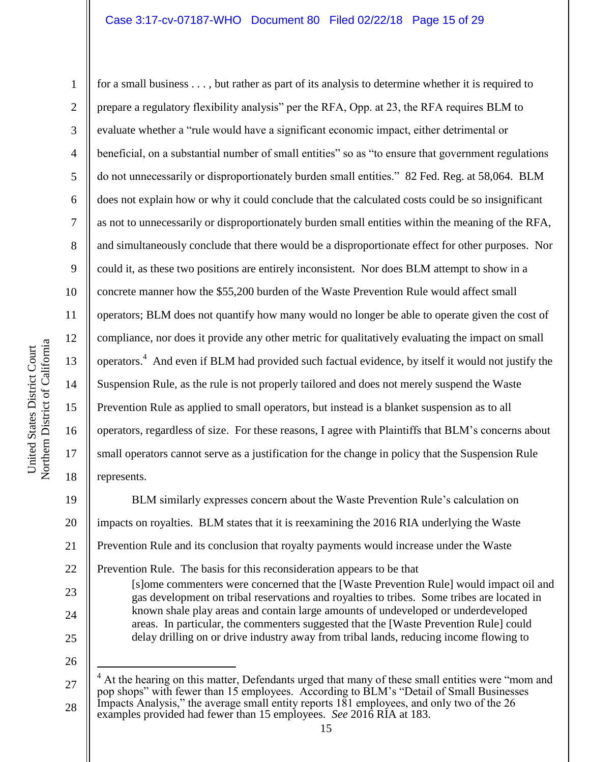for a small business . . . , but rather as part of its analysis to determine whether it is required to prepare a regulatory flexibility analysis" per the RFA, Opp. at 23, the RFA requires BLM to evaluate whether a "rule would have a significant economic impact, either detrimental or beneficial, on a substantial number of small entities" so as "to ensure that government regulations do not unnecessarily or disproportionately burden small entities." 82 Fed. Reg. at 58,064. BLM does not explain how or why it could conclude that the calculated costs could be so insignificant as not to unnecessarily or disproportionately burden small entities within the meaning of the RFA, and simultaneously conclude that there would be a disproportionate effect for other purposes. Nor could it, as these two positions are entirely inconsistent. Nor does BLM attempt to show in a concrete manner how the $55,200 burden of the Waste Prevention Rule would affect small operators; BLM does not quantify how many would no longer be able to operate given the cost of compliance, nor does it provide any other metric for qualitatively evaluating the impact on small operators.[4] And even if BLM had provided such factual evidence, by itself it would not justify the Suspension Rule, as the rule is not properly tailored and does not merely suspend the Waste Prevention Rule as applied to small operators, but instead is a blanket suspension as to all operators, regardless of size. For these reasons, I agree with Plaintiffs that BLM's concerns about small operators cannot serve as a justification for the change in policy that the Suspension Rule represents.

BLM similarly expresses concern about the Waste Prevention Rule's calculation on impacts on royalties. BLM states that it is reexamining the 2016 RIA underlying the Waste Prevention Rule and its conclusion that royalty payments would increase under the Waste Prevention Rule. The basis for this reconsideration appears to be that

> [s]ome commenters were concerned that the [Waste Prevention Rule] would impact oil and gas development on tribal reservations and royalties to tribes. Some tribes are located in known shale play areas and contain large amounts of undeveloped or underdeveloped areas. In particular, the commenters suggested that the [Waste Prevention Rule] could delay drilling on or drive industry away from tribal lands, reducing income flowing to

---

[4] At the hearing on this matter, Defendants urged that many of these small entities were "mom and pop shops" with fewer than 15 employees. According to BLM's "Detail of Small Businesses Impacts Analysis," the average small entity reports 181 employees, and only two of the 26 examples provided had fewer than 15 employees. *See* 2016 RIA at 183.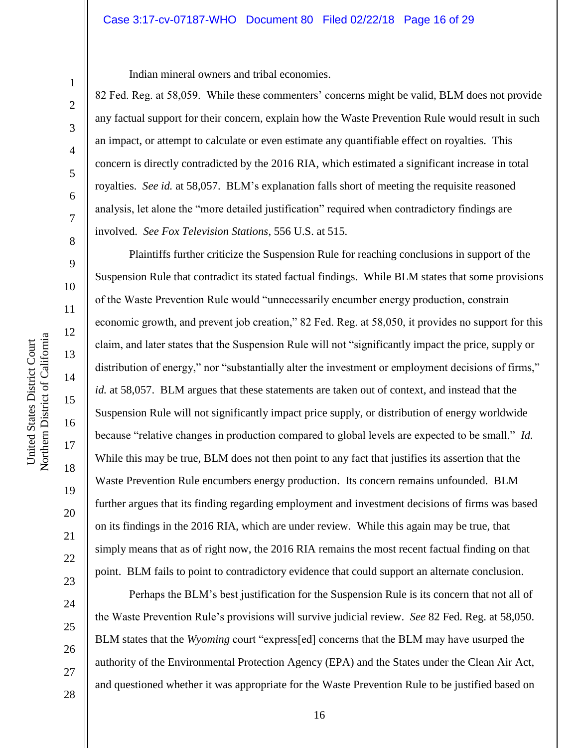Indian mineral owners and tribal economies.

82 Fed. Reg. at 58,059. While these commenters' concerns might be valid, BLM does not provide any factual support for their concern, explain how the Waste Prevention Rule would result in such an impact, or attempt to calculate or even estimate any quantifiable effect on royalties. This concern is directly contradicted by the 2016 RIA, which estimated a significant increase in total royalties. *See id.* at 58,057. BLM's explanation falls short of meeting the requisite reasoned analysis, let alone the "more detailed justification" required when contradictory findings are involved. *See Fox Television Stations*, 556 U.S. at 515.

Plaintiffs further criticize the Suspension Rule for reaching conclusions in support of the Suspension Rule that contradict its stated factual findings. While BLM states that some provisions of the Waste Prevention Rule would "unnecessarily encumber energy production, constrain economic growth, and prevent job creation," 82 Fed. Reg. at 58,050, it provides no support for this claim, and later states that the Suspension Rule will not "significantly impact the price, supply or distribution of energy," nor "substantially alter the investment or employment decisions of firms," *id.* at 58,057. BLM argues that these statements are taken out of context, and instead that the Suspension Rule will not significantly impact price supply, or distribution of energy worldwide because "relative changes in production compared to global levels are expected to be small." *Id.* While this may be true, BLM does not then point to any fact that justifies its assertion that the Waste Prevention Rule encumbers energy production. Its concern remains unfounded. BLM further argues that its finding regarding employment and investment decisions of firms was based on its findings in the 2016 RIA, which are under review. While this again may be true, that simply means that as of right now, the 2016 RIA remains the most recent factual finding on that point. BLM fails to point to contradictory evidence that could support an alternate conclusion.

Perhaps the BLM's best justification for the Suspension Rule is its concern that not all of the Waste Prevention Rule's provisions will survive judicial review. *See* 82 Fed. Reg. at 58,050. BLM states that the *Wyoming* court "express[ed] concerns that the BLM may have usurped the authority of the Environmental Protection Agency (EPA) and the States under the Clean Air Act, and questioned whether it was appropriate for the Waste Prevention Rule to be justified based on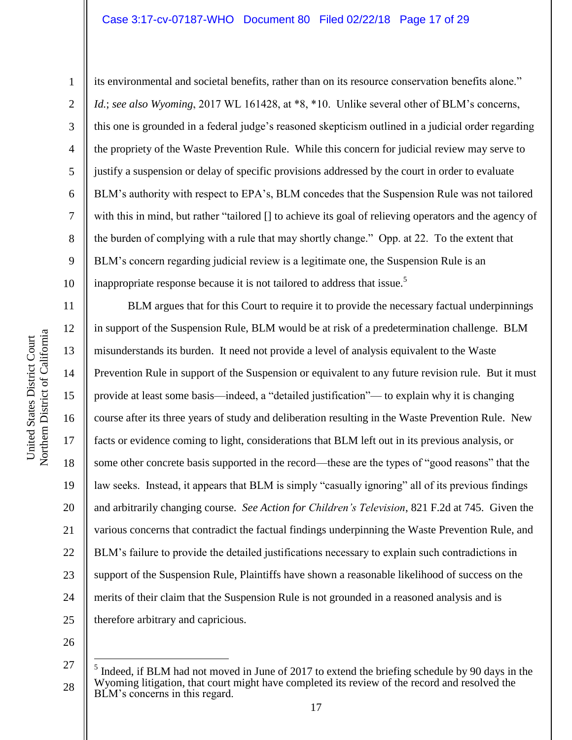its environmental and societal benefits, rather than on its resource conservation benefits alone." *Id.*; *see also Wyoming*, 2017 WL 161428, at *8, *10. Unlike several other of BLM's concerns, this one is grounded in a federal judge's reasoned skepticism outlined in a judicial order regarding the propriety of the Waste Prevention Rule. While this concern for judicial review may serve to justify a suspension or delay of specific provisions addressed by the court in order to evaluate BLM's authority with respect to EPA's, BLM concedes that the Suspension Rule was not tailored with this in mind, but rather "tailored [] to achieve its goal of relieving operators and the agency of the burden of complying with a rule that may shortly change." Opp. at 22. To the extent that BLM's concern regarding judicial review is a legitimate one, the Suspension Rule is an inappropriate response because it is not tailored to address that issue.[5]

BLM argues that for this Court to require it to provide the necessary factual underpinnings in support of the Suspension Rule, BLM would be at risk of a predetermination challenge. BLM misunderstands its burden. It need not provide a level of analysis equivalent to the Waste Prevention Rule in support of the Suspension or equivalent to any future revision rule. But it must provide at least some basis—indeed, a "detailed justification"— to explain why it is changing course after its three years of study and deliberation resulting in the Waste Prevention Rule. New facts or evidence coming to light, considerations that BLM left out in its previous analysis, or some other concrete basis supported in the record—these are the types of "good reasons" that the law seeks. Instead, it appears that BLM is simply "casually ignoring" all of its previous findings and arbitrarily changing course. *See Action for Children's Television*, 821 F.2d at 745. Given the various concerns that contradict the factual findings underpinning the Waste Prevention Rule, and BLM's failure to provide the detailed justifications necessary to explain such contradictions in support of the Suspension Rule, Plaintiffs have shown a reasonable likelihood of success on the merits of their claim that the Suspension Rule is not grounded in a reasoned analysis and is therefore arbitrary and capricious.

---

[5] Indeed, if BLM had not moved in June of 2017 to extend the briefing schedule by 90 days in the Wyoming litigation, that court might have completed its review of the record and resolved the BLM's concerns in this regard.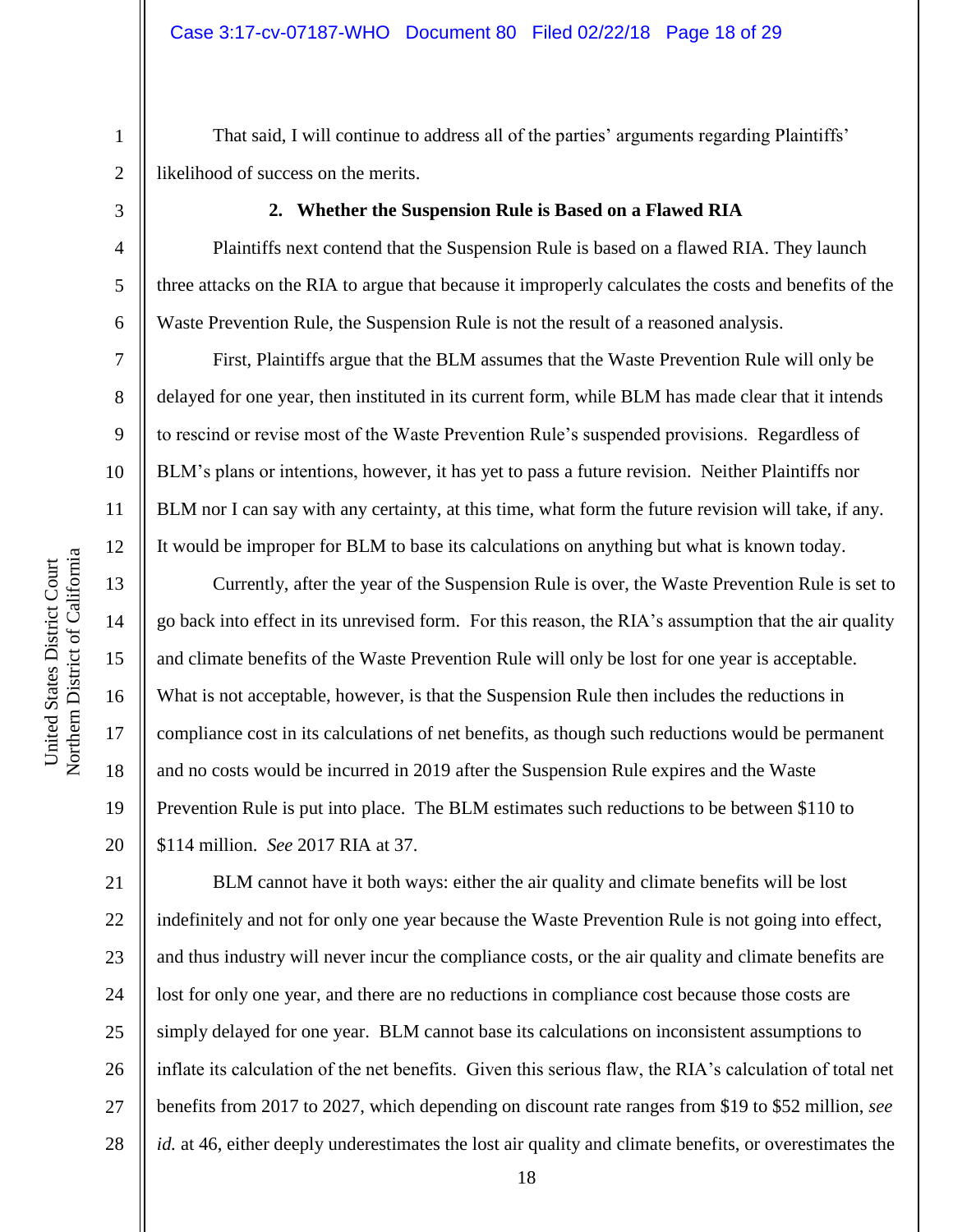That said, I will continue to address all of the parties' arguments regarding Plaintiffs' likelihood of success on the merits.

**2. Whether the Suspension Rule is Based on a Flawed RIA**

Plaintiffs next contend that the Suspension Rule is based on a flawed RIA. They launch three attacks on the RIA to argue that because it improperly calculates the costs and benefits of the Waste Prevention Rule, the Suspension Rule is not the result of a reasoned analysis.

First, Plaintiffs argue that the BLM assumes that the Waste Prevention Rule will only be delayed for one year, then instituted in its current form, while BLM has made clear that it intends to rescind or revise most of the Waste Prevention Rule's suspended provisions. Regardless of BLM's plans or intentions, however, it has yet to pass a future revision. Neither Plaintiffs nor BLM nor I can say with any certainty, at this time, what form the future revision will take, if any. It would be improper for BLM to base its calculations on anything but what is known today.

Currently, after the year of the Suspension Rule is over, the Waste Prevention Rule is set to go back into effect in its unrevised form. For this reason, the RIA's assumption that the air quality and climate benefits of the Waste Prevention Rule will only be lost for one year is acceptable. What is not acceptable, however, is that the Suspension Rule then includes the reductions in compliance cost in its calculations of net benefits, as though such reductions would be permanent and no costs would be incurred in 2019 after the Suspension Rule expires and the Waste Prevention Rule is put into place. The BLM estimates such reductions to be between $110 to $114 million. *See* 2017 RIA at 37.

BLM cannot have it both ways: either the air quality and climate benefits will be lost indefinitely and not for only one year because the Waste Prevention Rule is not going into effect, and thus industry will never incur the compliance costs, or the air quality and climate benefits are lost for only one year, and there are no reductions in compliance cost because those costs are simply delayed for one year. BLM cannot base its calculations on inconsistent assumptions to inflate its calculation of the net benefits. Given this serious flaw, the RIA's calculation of total net benefits from 2017 to 2027, which depending on discount rate ranges from $19 to $52 million, *see id.* at 46, either deeply underestimates the lost air quality and climate benefits, or overestimates the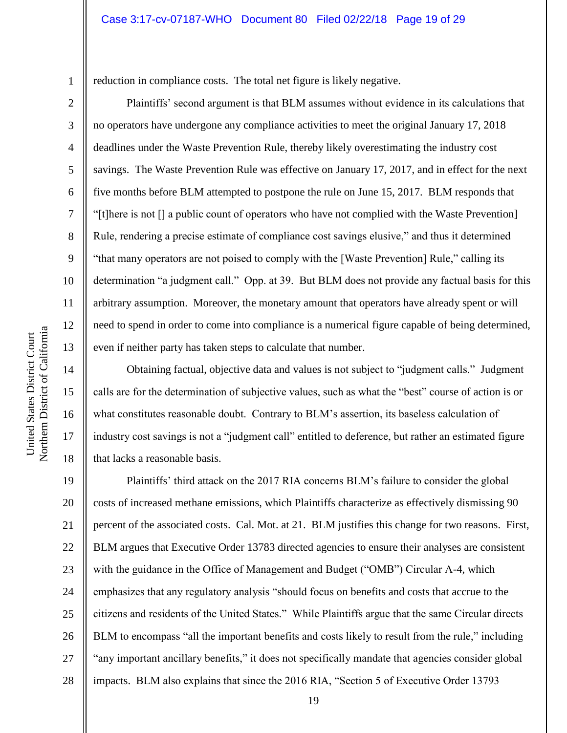reduction in compliance costs. The total net figure is likely negative.

Plaintiffs' second argument is that BLM assumes without evidence in its calculations that no operators have undergone any compliance activities to meet the original January 17, 2018 deadlines under the Waste Prevention Rule, thereby likely overestimating the industry cost savings. The Waste Prevention Rule was effective on January 17, 2017, and in effect for the next five months before BLM attempted to postpone the rule on June 15, 2017. BLM responds that "[t]here is not [] a public count of operators who have not complied with the Waste Prevention] Rule, rendering a precise estimate of compliance cost savings elusive," and thus it determined "that many operators are not poised to comply with the [Waste Prevention] Rule," calling its determination "a judgment call." Opp. at 39. But BLM does not provide any factual basis for this arbitrary assumption. Moreover, the monetary amount that operators have already spent or will need to spend in order to come into compliance is a numerical figure capable of being determined, even if neither party has taken steps to calculate that number.

Obtaining factual, objective data and values is not subject to "judgment calls." Judgment calls are for the determination of subjective values, such as what the "best" course of action is or what constitutes reasonable doubt. Contrary to BLM's assertion, its baseless calculation of industry cost savings is not a "judgment call" entitled to deference, but rather an estimated figure that lacks a reasonable basis.

Plaintiffs' third attack on the 2017 RIA concerns BLM's failure to consider the global costs of increased methane emissions, which Plaintiffs characterize as effectively dismissing 90 percent of the associated costs. Cal. Mot. at 21. BLM justifies this change for two reasons. First, BLM argues that Executive Order 13783 directed agencies to ensure their analyses are consistent with the guidance in the Office of Management and Budget ("OMB") Circular A-4, which emphasizes that any regulatory analysis "should focus on benefits and costs that accrue to the citizens and residents of the United States." While Plaintiffs argue that the same Circular directs BLM to encompass "all the important benefits and costs likely to result from the rule," including "any important ancillary benefits," it does not specifically mandate that agencies consider global impacts. BLM also explains that since the 2016 RIA, "Section 5 of Executive Order 13793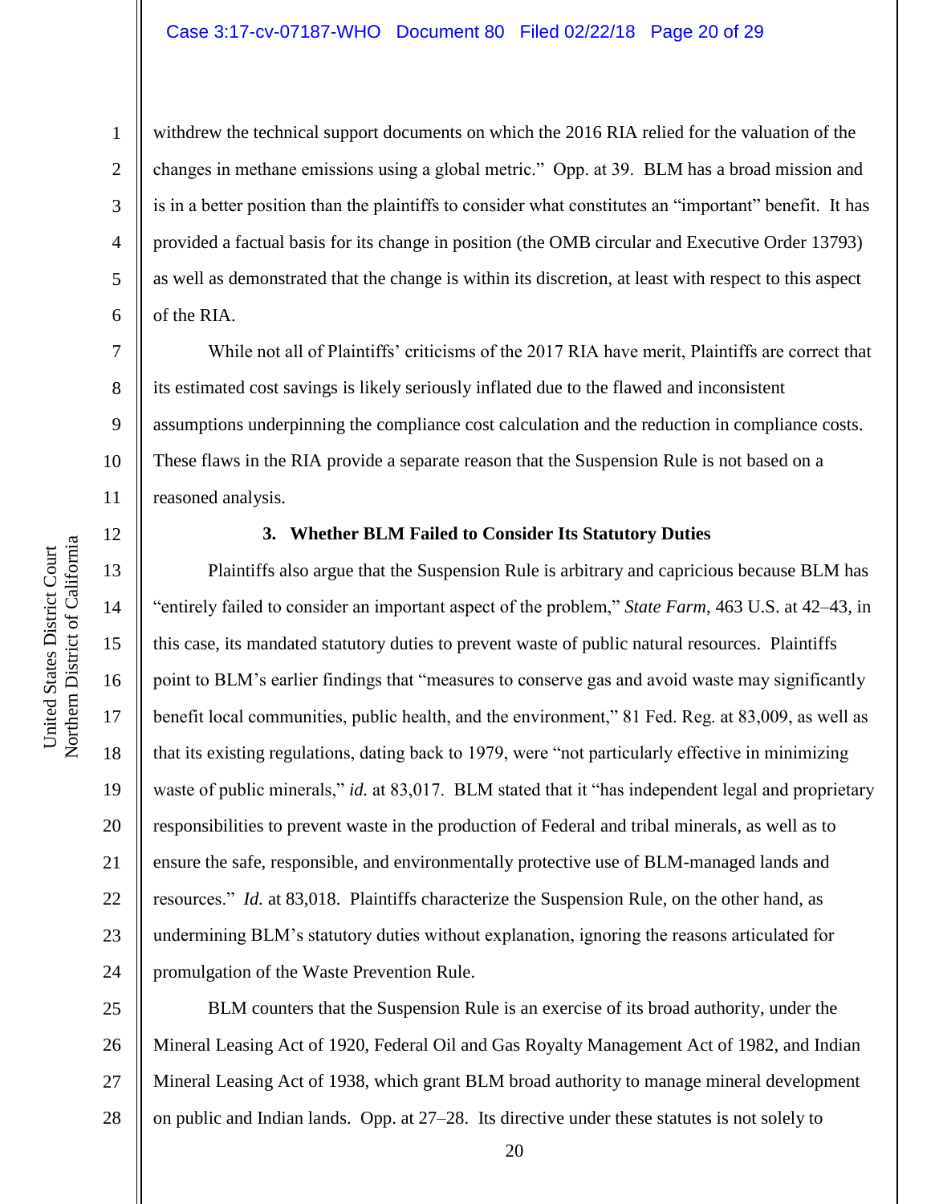withdrew the technical support documents on which the 2016 RIA relied for the valuation of the changes in methane emissions using a global metric." Opp. at 39. BLM has a broad mission and is in a better position than the plaintiffs to consider what constitutes an "important" benefit. It has provided a factual basis for its change in position (the OMB circular and Executive Order 13793) as well as demonstrated that the change is within its discretion, at least with respect to this aspect of the RIA.

While not all of Plaintiffs' criticisms of the 2017 RIA have merit, Plaintiffs are correct that its estimated cost savings is likely seriously inflated due to the flawed and inconsistent assumptions underpinning the compliance cost calculation and the reduction in compliance costs. These flaws in the RIA provide a separate reason that the Suspension Rule is not based on a reasoned analysis.

### 3. Whether BLM Failed to Consider Its Statutory Duties

Plaintiffs also argue that the Suspension Rule is arbitrary and capricious because BLM has "entirely failed to consider an important aspect of the problem," *State Farm*, 463 U.S. at 42–43, in this case, its mandated statutory duties to prevent waste of public natural resources. Plaintiffs point to BLM's earlier findings that "measures to conserve gas and avoid waste may significantly benefit local communities, public health, and the environment," 81 Fed. Reg. at 83,009, as well as that its existing regulations, dating back to 1979, were "not particularly effective in minimizing waste of public minerals," *id.* at 83,017. BLM stated that it "has independent legal and proprietary responsibilities to prevent waste in the production of Federal and tribal minerals, as well as to ensure the safe, responsible, and environmentally protective use of BLM-managed lands and resources." *Id.* at 83,018. Plaintiffs characterize the Suspension Rule, on the other hand, as undermining BLM's statutory duties without explanation, ignoring the reasons articulated for promulgation of the Waste Prevention Rule.

BLM counters that the Suspension Rule is an exercise of its broad authority, under the Mineral Leasing Act of 1920, Federal Oil and Gas Royalty Management Act of 1982, and Indian Mineral Leasing Act of 1938, which grant BLM broad authority to manage mineral development on public and Indian lands. Opp. at 27–28. Its directive under these statutes is not solely to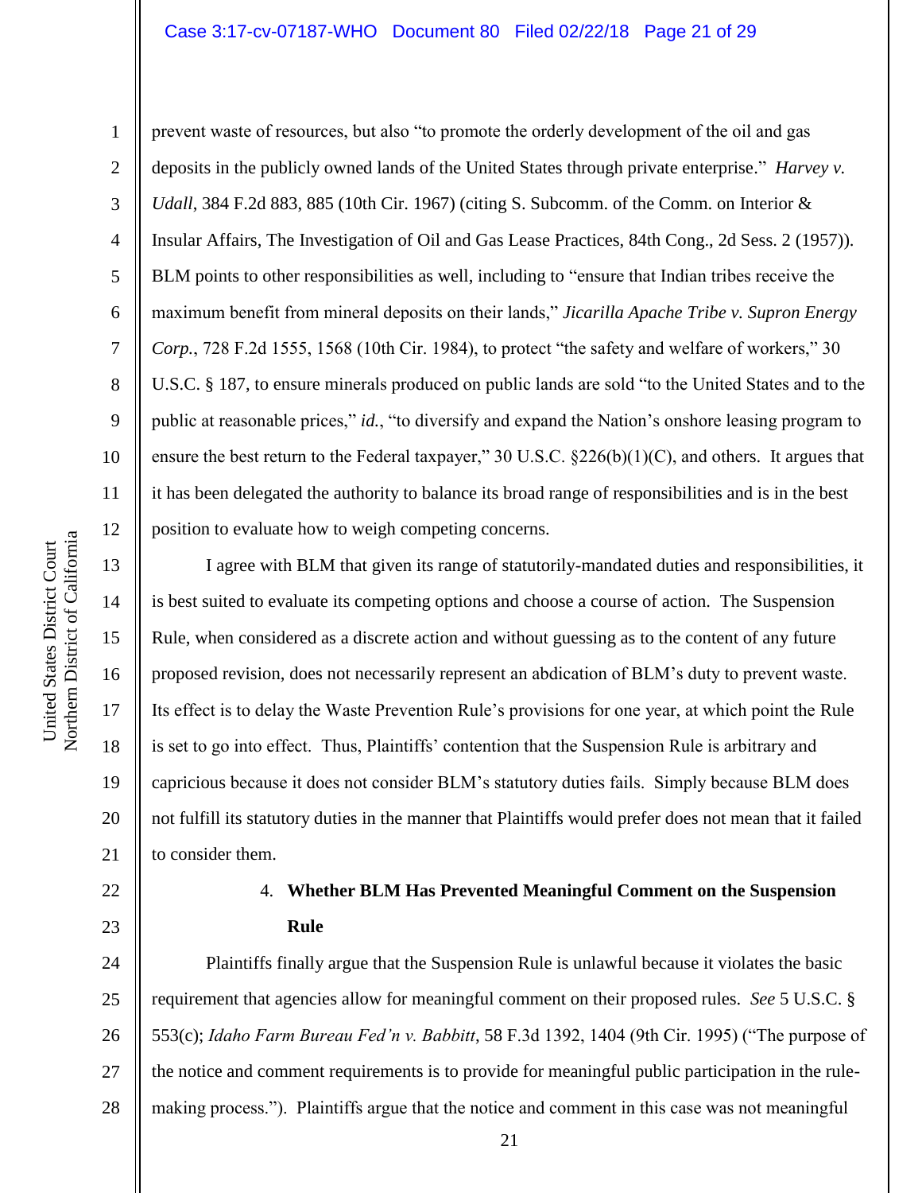prevent waste of resources, but also "to promote the orderly development of the oil and gas deposits in the publicly owned lands of the United States through private enterprise." *Harvey v. Udall*, 384 F.2d 883, 885 (10th Cir. 1967) (citing S. Subcomm. of the Comm. on Interior & Insular Affairs, The Investigation of Oil and Gas Lease Practices, 84th Cong., 2d Sess. 2 (1957)). BLM points to other responsibilities as well, including to "ensure that Indian tribes receive the maximum benefit from mineral deposits on their lands," *Jicarilla Apache Tribe v. Supron Energy Corp.*, 728 F.2d 1555, 1568 (10th Cir. 1984), to protect "the safety and welfare of workers," 30 U.S.C. § 187, to ensure minerals produced on public lands are sold "to the United States and to the public at reasonable prices," *id.*, "to diversify and expand the Nation's onshore leasing program to ensure the best return to the Federal taxpayer," 30 U.S.C. §226(b)(1)(C), and others. It argues that it has been delegated the authority to balance its broad range of responsibilities and is in the best position to evaluate how to weigh competing concerns.

I agree with BLM that given its range of statutorily-mandated duties and responsibilities, it is best suited to evaluate its competing options and choose a course of action. The Suspension Rule, when considered as a discrete action and without guessing as to the content of any future proposed revision, does not necessarily represent an abdication of BLM's duty to prevent waste. Its effect is to delay the Waste Prevention Rule's provisions for one year, at which point the Rule is set to go into effect. Thus, Plaintiffs' contention that the Suspension Rule is arbitrary and capricious because it does not consider BLM's statutory duties fails. Simply because BLM does not fulfill its statutory duties in the manner that Plaintiffs would prefer does not mean that it failed to consider them.

4. **Whether BLM Has Prevented Meaningful Comment on the Suspension Rule**

Plaintiffs finally argue that the Suspension Rule is unlawful because it violates the basic requirement that agencies allow for meaningful comment on their proposed rules. *See* 5 U.S.C. § 553(c); *Idaho Farm Bureau Fed'n v. Babbitt*, 58 F.3d 1392, 1404 (9th Cir. 1995) ("The purpose of the notice and comment requirements is to provide for meaningful public participation in the rule-making process."). Plaintiffs argue that the notice and comment in this case was not meaningful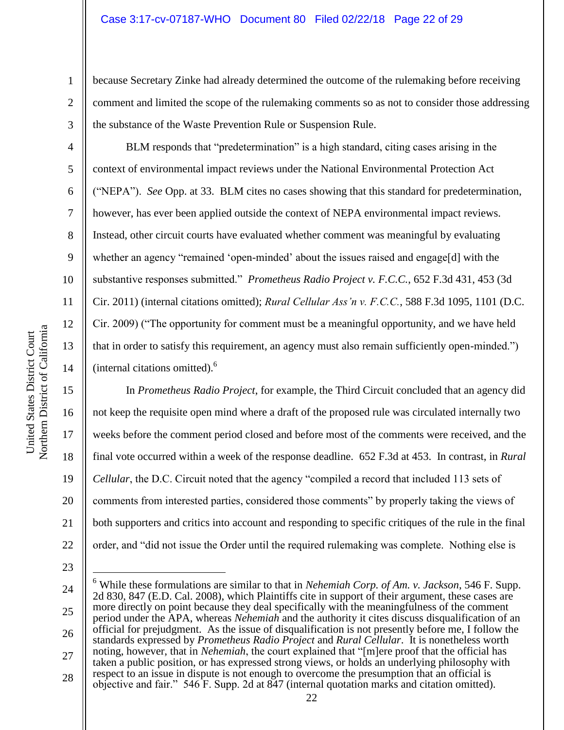because Secretary Zinke had already determined the outcome of the rulemaking before receiving comment and limited the scope of the rulemaking comments so as not to consider those addressing the substance of the Waste Prevention Rule or Suspension Rule.

BLM responds that "predetermination" is a high standard, citing cases arising in the context of environmental impact reviews under the National Environmental Protection Act ("NEPA"). *See* Opp. at 33. BLM cites no cases showing that this standard for predetermination, however, has ever been applied outside the context of NEPA environmental impact reviews. Instead, other circuit courts have evaluated whether comment was meaningful by evaluating whether an agency "remained 'open-minded' about the issues raised and engage[d] with the substantive responses submitted." *Prometheus Radio Project v. F.C.C.*, 652 F.3d 431, 453 (3d Cir. 2011) (internal citations omitted); *Rural Cellular Ass'n v. F.C.C.*, 588 F.3d 1095, 1101 (D.C. Cir. 2009) ("The opportunity for comment must be a meaningful opportunity, and we have held that in order to satisfy this requirement, an agency must also remain sufficiently open-minded.") (internal citations omitted).[6]

In *Prometheus Radio Project*, for example, the Third Circuit concluded that an agency did not keep the requisite open mind where a draft of the proposed rule was circulated internally two weeks before the comment period closed and before most of the comments were received, and the final vote occurred within a week of the response deadline. 652 F.3d at 453. In contrast, in *Rural Cellular*, the D.C. Circuit noted that the agency "compiled a record that included 113 sets of comments from interested parties, considered those comments" by properly taking the views of both supporters and critics into account and responding to specific critiques of the rule in the final order, and "did not issue the Order until the required rulemaking was complete. Nothing else is

---

[6] While these formulations are similar to that in *Nehemiah Corp. of Am. v. Jackson*, 546 F. Supp. 2d 830, 847 (E.D. Cal. 2008), which Plaintiffs cite in support of their argument, these cases are more directly on point because they deal specifically with the meaningfulness of the comment period under the APA, whereas *Nehemiah* and the authority it cites discuss disqualification of an official for prejudgment. As the issue of disqualification is not presently before me, I follow the standards expressed by *Prometheus Radio Project* and *Rural Cellular*. It is nonetheless worth noting, however, that in *Nehemiah*, the court explained that "[m]ere proof that the official has taken a public position, or has expressed strong views, or holds an underlying philosophy with respect to an issue in dispute is not enough to overcome the presumption that an official is objective and fair." 546 F. Supp. 2d at 847 (internal quotation marks and citation omitted).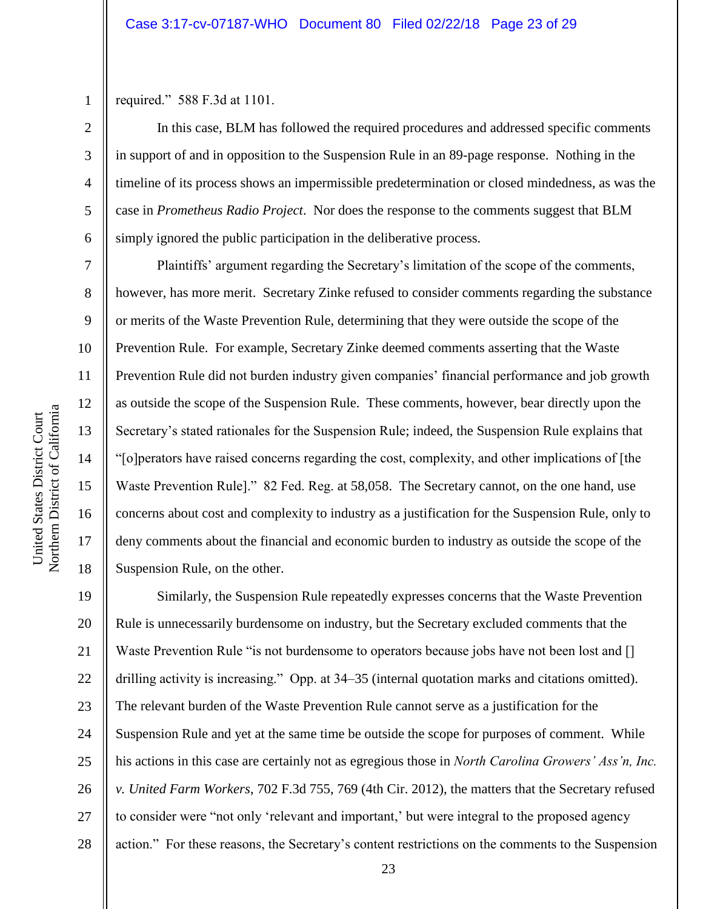required." 588 F.3d at 1101.

In this case, BLM has followed the required procedures and addressed specific comments in support of and in opposition to the Suspension Rule in an 89-page response. Nothing in the timeline of its process shows an impermissible predetermination or closed mindedness, as was the case in *Prometheus Radio Project*. Nor does the response to the comments suggest that BLM simply ignored the public participation in the deliberative process.

Plaintiffs' argument regarding the Secretary's limitation of the scope of the comments, however, has more merit. Secretary Zinke refused to consider comments regarding the substance or merits of the Waste Prevention Rule, determining that they were outside the scope of the Prevention Rule. For example, Secretary Zinke deemed comments asserting that the Waste Prevention Rule did not burden industry given companies' financial performance and job growth as outside the scope of the Suspension Rule. These comments, however, bear directly upon the Secretary's stated rationales for the Suspension Rule; indeed, the Suspension Rule explains that "[o]perators have raised concerns regarding the cost, complexity, and other implications of [the Waste Prevention Rule]." 82 Fed. Reg. at 58,058. The Secretary cannot, on the one hand, use concerns about cost and complexity to industry as a justification for the Suspension Rule, only to deny comments about the financial and economic burden to industry as outside the scope of the Suspension Rule, on the other.

Similarly, the Suspension Rule repeatedly expresses concerns that the Waste Prevention Rule is unnecessarily burdensome on industry, but the Secretary excluded comments that the Waste Prevention Rule "is not burdensome to operators because jobs have not been lost and [] drilling activity is increasing." Opp. at 34–35 (internal quotation marks and citations omitted). The relevant burden of the Waste Prevention Rule cannot serve as a justification for the Suspension Rule and yet at the same time be outside the scope for purposes of comment. While his actions in this case are certainly not as egregious those in *North Carolina Growers' Ass'n, Inc. v. United Farm Workers*, 702 F.3d 755, 769 (4th Cir. 2012), the matters that the Secretary refused to consider were "not only 'relevant and important,' but were integral to the proposed agency action." For these reasons, the Secretary's content restrictions on the comments to the Suspension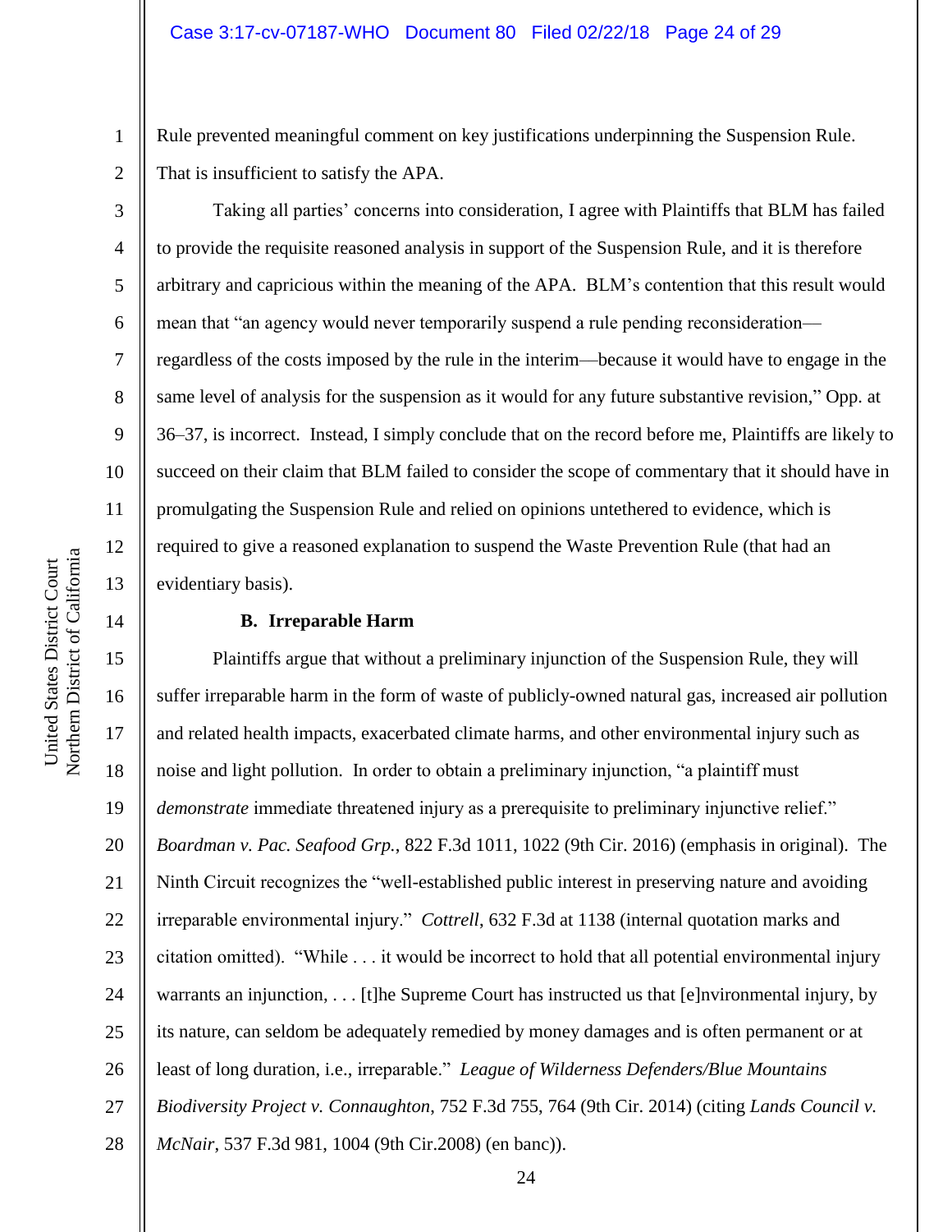Rule prevented meaningful comment on key justifications underpinning the Suspension Rule. That is insufficient to satisfy the APA.

Taking all parties' concerns into consideration, I agree with Plaintiffs that BLM has failed to provide the requisite reasoned analysis in support of the Suspension Rule, and it is therefore arbitrary and capricious within the meaning of the APA. BLM's contention that this result would mean that "an agency would never temporarily suspend a rule pending reconsideration—regardless of the costs imposed by the rule in the interim—because it would have to engage in the same level of analysis for the suspension as it would for any future substantive revision," Opp. at 36–37, is incorrect. Instead, I simply conclude that on the record before me, Plaintiffs are likely to succeed on their claim that BLM failed to consider the scope of commentary that it should have in promulgating the Suspension Rule and relied on opinions untethered to evidence, which is required to give a reasoned explanation to suspend the Waste Prevention Rule (that had an evidentiary basis).

### B. Irreparable Harm

Plaintiffs argue that without a preliminary injunction of the Suspension Rule, they will suffer irreparable harm in the form of waste of publicly-owned natural gas, increased air pollution and related health impacts, exacerbated climate harms, and other environmental injury such as noise and light pollution. In order to obtain a preliminary injunction, "a plaintiff must *demonstrate* immediate threatened injury as a prerequisite to preliminary injunctive relief." *Boardman v. Pac. Seafood Grp.*, 822 F.3d 1011, 1022 (9th Cir. 2016) (emphasis in original). The Ninth Circuit recognizes the "well-established public interest in preserving nature and avoiding irreparable environmental injury." *Cottrell*, 632 F.3d at 1138 (internal quotation marks and citation omitted). "While . . . it would be incorrect to hold that all potential environmental injury warrants an injunction, . . . [t]he Supreme Court has instructed us that [e]nvironmental injury, by its nature, can seldom be adequately remedied by money damages and is often permanent or at least of long duration, i.e., irreparable." *League of Wilderness Defenders/Blue Mountains Biodiversity Project v. Connaughton*, 752 F.3d 755, 764 (9th Cir. 2014) (citing *Lands Council v. McNair*, 537 F.3d 981, 1004 (9th Cir.2008) (en banc)).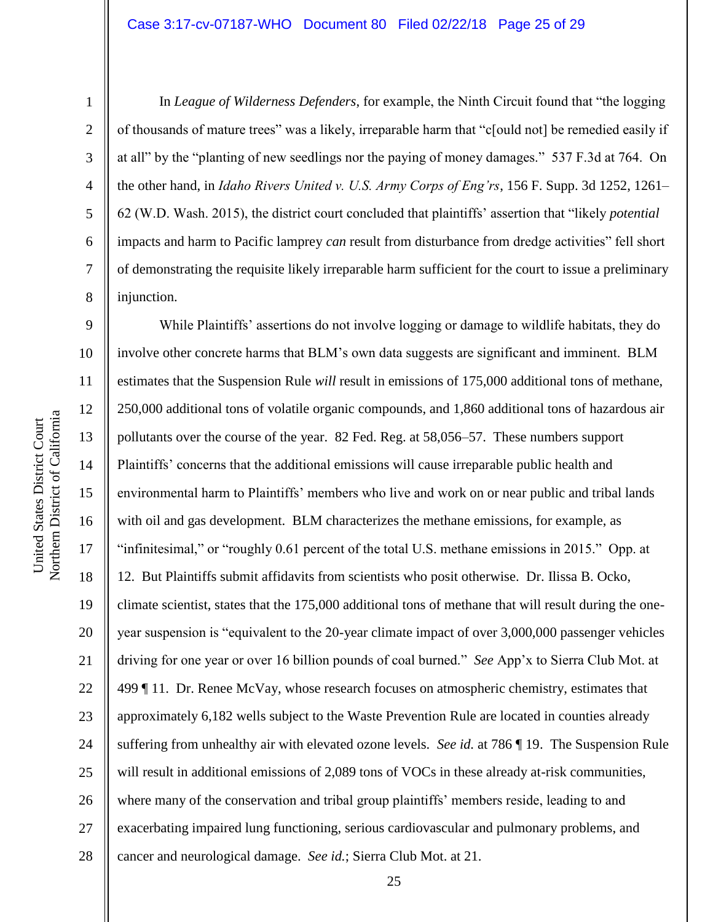In *League of Wilderness Defenders*, for example, the Ninth Circuit found that "the logging of thousands of mature trees" was a likely, irreparable harm that "c[ould not] be remedied easily if at all" by the "planting of new seedlings nor the paying of money damages." 537 F.3d at 764. On the other hand, in *Idaho Rivers United v. U.S. Army Corps of Eng'rs*, 156 F. Supp. 3d 1252, 1261–62 (W.D. Wash. 2015), the district court concluded that plaintiffs' assertion that "likely *potential* impacts and harm to Pacific lamprey *can* result from disturbance from dredge activities" fell short of demonstrating the requisite likely irreparable harm sufficient for the court to issue a preliminary injunction.

While Plaintiffs' assertions do not involve logging or damage to wildlife habitats, they do involve other concrete harms that BLM's own data suggests are significant and imminent. BLM estimates that the Suspension Rule *will* result in emissions of 175,000 additional tons of methane, 250,000 additional tons of volatile organic compounds, and 1,860 additional tons of hazardous air pollutants over the course of the year. 82 Fed. Reg. at 58,056–57. These numbers support Plaintiffs' concerns that the additional emissions will cause irreparable public health and environmental harm to Plaintiffs' members who live and work on or near public and tribal lands with oil and gas development. BLM characterizes the methane emissions, for example, as "infinitesimal," or "roughly 0.61 percent of the total U.S. methane emissions in 2015." Opp. at 12. But Plaintiffs submit affidavits from scientists who posit otherwise. Dr. Ilissa B. Ocko, climate scientist, states that the 175,000 additional tons of methane that will result during the one-year suspension is "equivalent to the 20-year climate impact of over 3,000,000 passenger vehicles driving for one year or over 16 billion pounds of coal burned." *See* App'x to Sierra Club Mot. at 499 ¶ 11. Dr. Renee McVay, whose research focuses on atmospheric chemistry, estimates that approximately 6,182 wells subject to the Waste Prevention Rule are located in counties already suffering from unhealthy air with elevated ozone levels. *See id.* at 786 ¶ 19. The Suspension Rule will result in additional emissions of 2,089 tons of VOCs in these already at-risk communities, where many of the conservation and tribal group plaintiffs' members reside, leading to and exacerbating impaired lung functioning, serious cardiovascular and pulmonary problems, and cancer and neurological damage. *See id.*; Sierra Club Mot. at 21.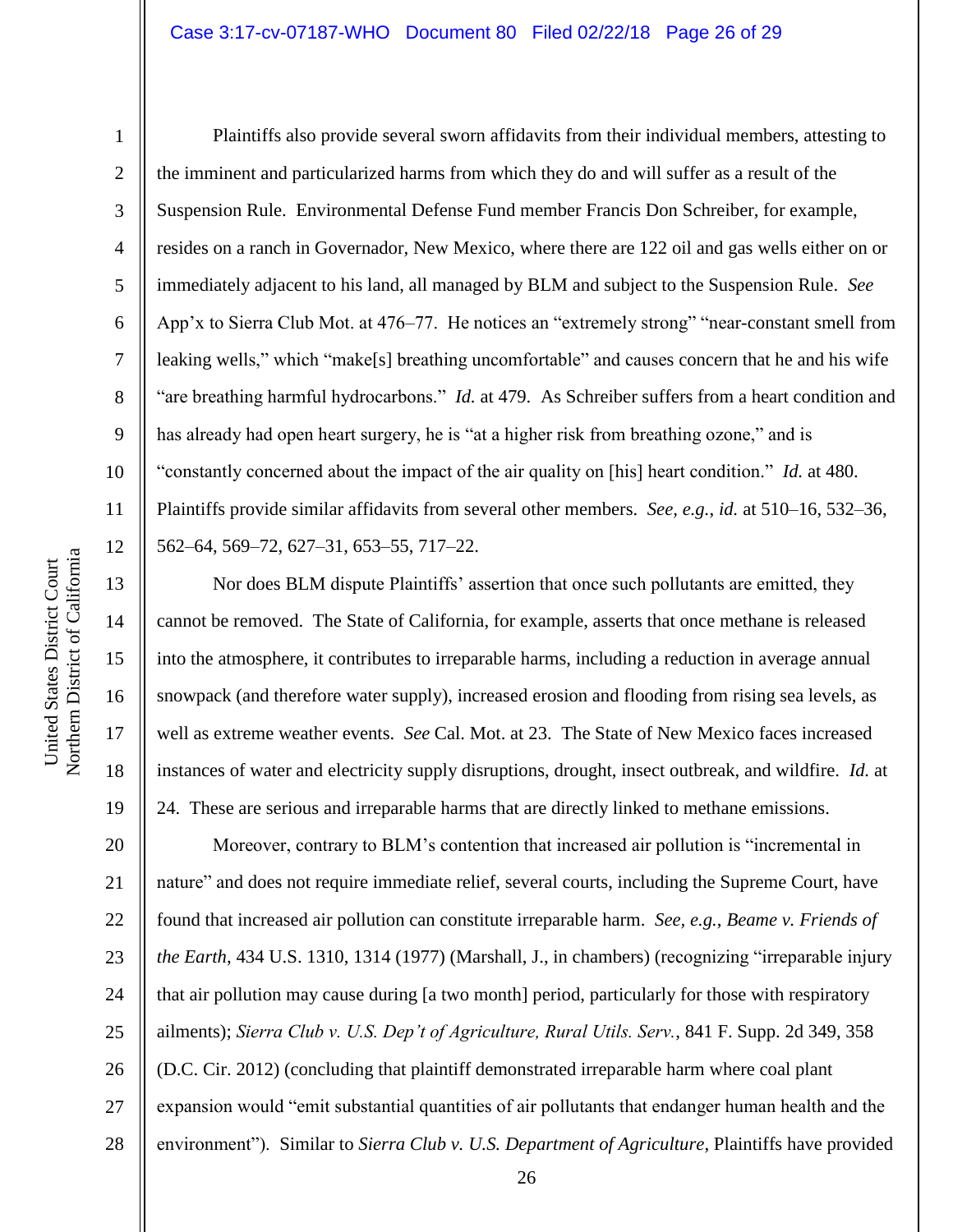Plaintiffs also provide several sworn affidavits from their individual members, attesting to the imminent and particularized harms from which they do and will suffer as a result of the Suspension Rule. Environmental Defense Fund member Francis Don Schreiber, for example, resides on a ranch in Governador, New Mexico, where there are 122 oil and gas wells either on or immediately adjacent to his land, all managed by BLM and subject to the Suspension Rule. *See* App'x to Sierra Club Mot. at 476–77. He notices an "extremely strong" "near-constant smell from leaking wells," which "make[s] breathing uncomfortable" and causes concern that he and his wife "are breathing harmful hydrocarbons." *Id.* at 479. As Schreiber suffers from a heart condition and has already had open heart surgery, he is "at a higher risk from breathing ozone," and is "constantly concerned about the impact of the air quality on [his] heart condition." *Id.* at 480. Plaintiffs provide similar affidavits from several other members. *See, e.g.*, *id.* at 510–16, 532–36, 562–64, 569–72, 627–31, 653–55, 717–22.

Nor does BLM dispute Plaintiffs' assertion that once such pollutants are emitted, they cannot be removed. The State of California, for example, asserts that once methane is released into the atmosphere, it contributes to irreparable harms, including a reduction in average annual snowpack (and therefore water supply), increased erosion and flooding from rising sea levels, as well as extreme weather events. *See* Cal. Mot. at 23. The State of New Mexico faces increased instances of water and electricity supply disruptions, drought, insect outbreak, and wildfire. *Id.* at 24. These are serious and irreparable harms that are directly linked to methane emissions.

Moreover, contrary to BLM's contention that increased air pollution is "incremental in nature" and does not require immediate relief, several courts, including the Supreme Court, have found that increased air pollution can constitute irreparable harm. *See, e.g.*, *Beame v. Friends of the Earth*, 434 U.S. 1310, 1314 (1977) (Marshall, J., in chambers) (recognizing "irreparable injury that air pollution may cause during [a two month] period, particularly for those with respiratory ailments); *Sierra Club v. U.S. Dep't of Agriculture, Rural Utils. Serv.*, 841 F. Supp. 2d 349, 358 (D.C. Cir. 2012) (concluding that plaintiff demonstrated irreparable harm where coal plant expansion would "emit substantial quantities of air pollutants that endanger human health and the environment"). Similar to *Sierra Club v. U.S. Department of Agriculture*, Plaintiffs have provided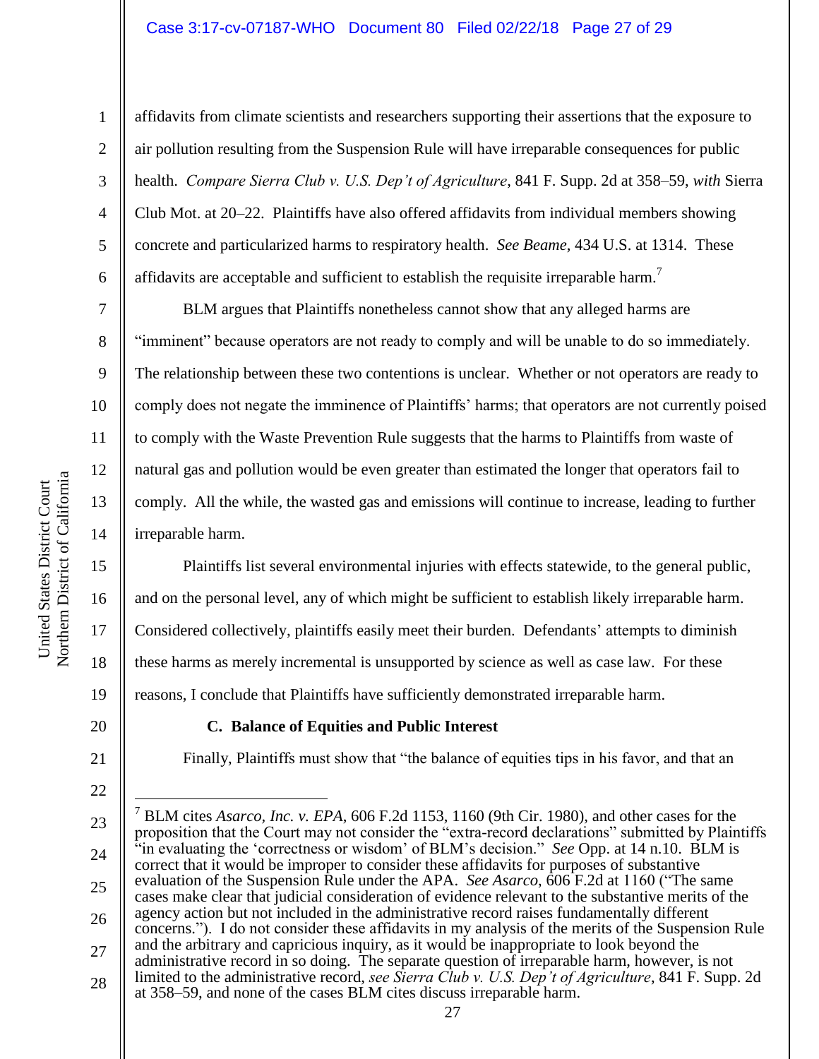affidavits from climate scientists and researchers supporting their assertions that the exposure to air pollution resulting from the Suspension Rule will have irreparable consequences for public health. *Compare Sierra Club v. U.S. Dep't of Agriculture*, 841 F. Supp. 2d at 358–59, *with* Sierra Club Mot. at 20–22. Plaintiffs have also offered affidavits from individual members showing concrete and particularized harms to respiratory health. *See Beame*, 434 U.S. at 1314. These affidavits are acceptable and sufficient to establish the requisite irreparable harm.[7]

BLM argues that Plaintiffs nonetheless cannot show that any alleged harms are "imminent" because operators are not ready to comply and will be unable to do so immediately. The relationship between these two contentions is unclear. Whether or not operators are ready to comply does not negate the imminence of Plaintiffs' harms; that operators are not currently poised to comply with the Waste Prevention Rule suggests that the harms to Plaintiffs from waste of natural gas and pollution would be even greater than estimated the longer that operators fail to comply. All the while, the wasted gas and emissions will continue to increase, leading to further irreparable harm.

Plaintiffs list several environmental injuries with effects statewide, to the general public, and on the personal level, any of which might be sufficient to establish likely irreparable harm. Considered collectively, plaintiffs easily meet their burden. Defendants' attempts to diminish these harms as merely incremental is unsupported by science as well as case law. For these reasons, I conclude that Plaintiffs have sufficiently demonstrated irreparable harm.

### C. Balance of Equities and Public Interest

Finally, Plaintiffs must show that "the balance of equities tips in his favor, and that an

---

[7] BLM cites *Asarco, Inc. v. EPA*, 606 F.2d 1153, 1160 (9th Cir. 1980), and other cases for the proposition that the Court may not consider the "extra-record declarations" submitted by Plaintiffs "in evaluating the 'correctness or wisdom' of BLM's decision." *See* Opp. at 14 n.10. BLM is correct that it would be improper to consider these affidavits for purposes of substantive evaluation of the Suspension Rule under the APA. *See Asarco*, 606 F.2d at 1160 ("The same cases make clear that judicial consideration of evidence relevant to the substantive merits of the agency action but not included in the administrative record raises fundamentally different concerns."). I do not consider these affidavits in my analysis of the merits of the Suspension Rule and the arbitrary and capricious inquiry, as it would be inappropriate to look beyond the administrative record in so doing. The separate question of irreparable harm, however, is not limited to the administrative record, *see Sierra Club v. U.S. Dep't of Agriculture*, 841 F. Supp. 2d at 358–59, and none of the cases BLM cites discuss irreparable harm.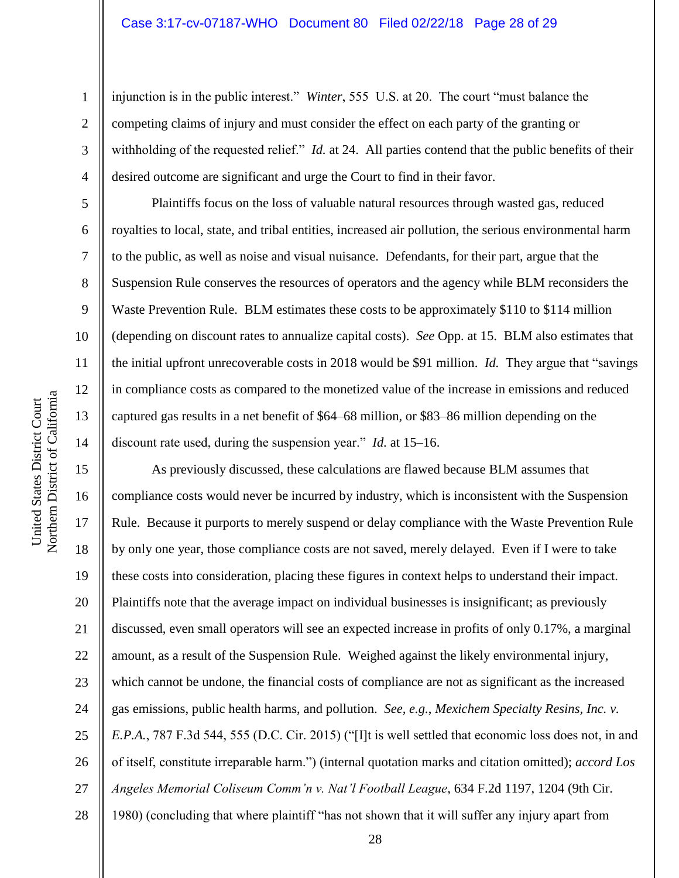injunction is in the public interest." *Winter*, 555 U.S. at 20. The court "must balance the competing claims of injury and must consider the effect on each party of the granting or withholding of the requested relief." *Id.* at 24. All parties contend that the public benefits of their desired outcome are significant and urge the Court to find in their favor.

Plaintiffs focus on the loss of valuable natural resources through wasted gas, reduced royalties to local, state, and tribal entities, increased air pollution, the serious environmental harm to the public, as well as noise and visual nuisance. Defendants, for their part, argue that the Suspension Rule conserves the resources of operators and the agency while BLM reconsiders the Waste Prevention Rule. BLM estimates these costs to be approximately $110 to $114 million (depending on discount rates to annualize capital costs). *See* Opp. at 15. BLM also estimates that the initial upfront unrecoverable costs in 2018 would be $91 million. *Id.* They argue that "savings in compliance costs as compared to the monetized value of the increase in emissions and reduced captured gas results in a net benefit of $64–68 million, or $83–86 million depending on the discount rate used, during the suspension year." *Id.* at 15–16.

As previously discussed, these calculations are flawed because BLM assumes that compliance costs would never be incurred by industry, which is inconsistent with the Suspension Rule. Because it purports to merely suspend or delay compliance with the Waste Prevention Rule by only one year, those compliance costs are not saved, merely delayed. Even if I were to take these costs into consideration, placing these figures in context helps to understand their impact. Plaintiffs note that the average impact on individual businesses is insignificant; as previously discussed, even small operators will see an expected increase in profits of only 0.17%, a marginal amount, as a result of the Suspension Rule. Weighed against the likely environmental injury, which cannot be undone, the financial costs of compliance are not as significant as the increased gas emissions, public health harms, and pollution. *See, e.g.*, *Mexichem Specialty Resins, Inc. v. E.P.A.*, 787 F.3d 544, 555 (D.C. Cir. 2015) ("[I]t is well settled that economic loss does not, in and of itself, constitute irreparable harm.") (internal quotation marks and citation omitted); *accord Los Angeles Memorial Coliseum Comm'n v. Nat'l Football League*, 634 F.2d 1197, 1204 (9th Cir. 1980) (concluding that where plaintiff "has not shown that it will suffer any injury apart from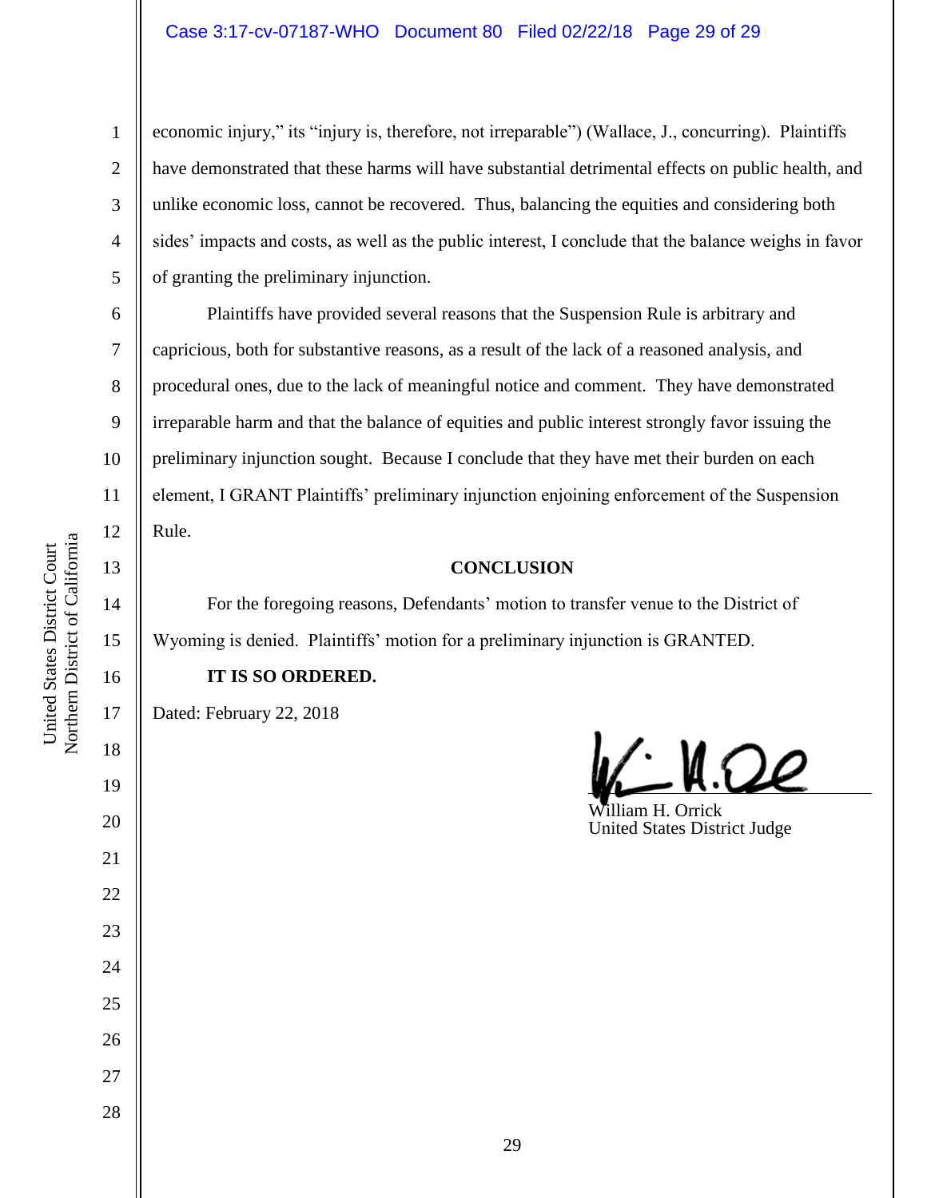economic injury," its "injury is, therefore, not irreparable") (Wallace, J., concurring). Plaintiffs have demonstrated that these harms will have substantial detrimental effects on public health, and unlike economic loss, cannot be recovered. Thus, balancing the equities and considering both sides' impacts and costs, as well as the public interest, I conclude that the balance weighs in favor of granting the preliminary injunction.

Plaintiffs have provided several reasons that the Suspension Rule is arbitrary and capricious, both for substantive reasons, as a result of the lack of a reasoned analysis, and procedural ones, due to the lack of meaningful notice and comment. They have demonstrated irreparable harm and that the balance of equities and public interest strongly favor issuing the preliminary injunction sought. Because I conclude that they have met their burden on each element, I GRANT Plaintiffs' preliminary injunction enjoining enforcement of the Suspension Rule.

**CONCLUSION**

For the foregoing reasons, Defendants' motion to transfer venue to the District of Wyoming is denied. Plaintiffs' motion for a preliminary injunction is GRANTED.

**IT IS SO ORDERED.**

Dated: February 22, 2018

William H. Orrick
United States District Judge